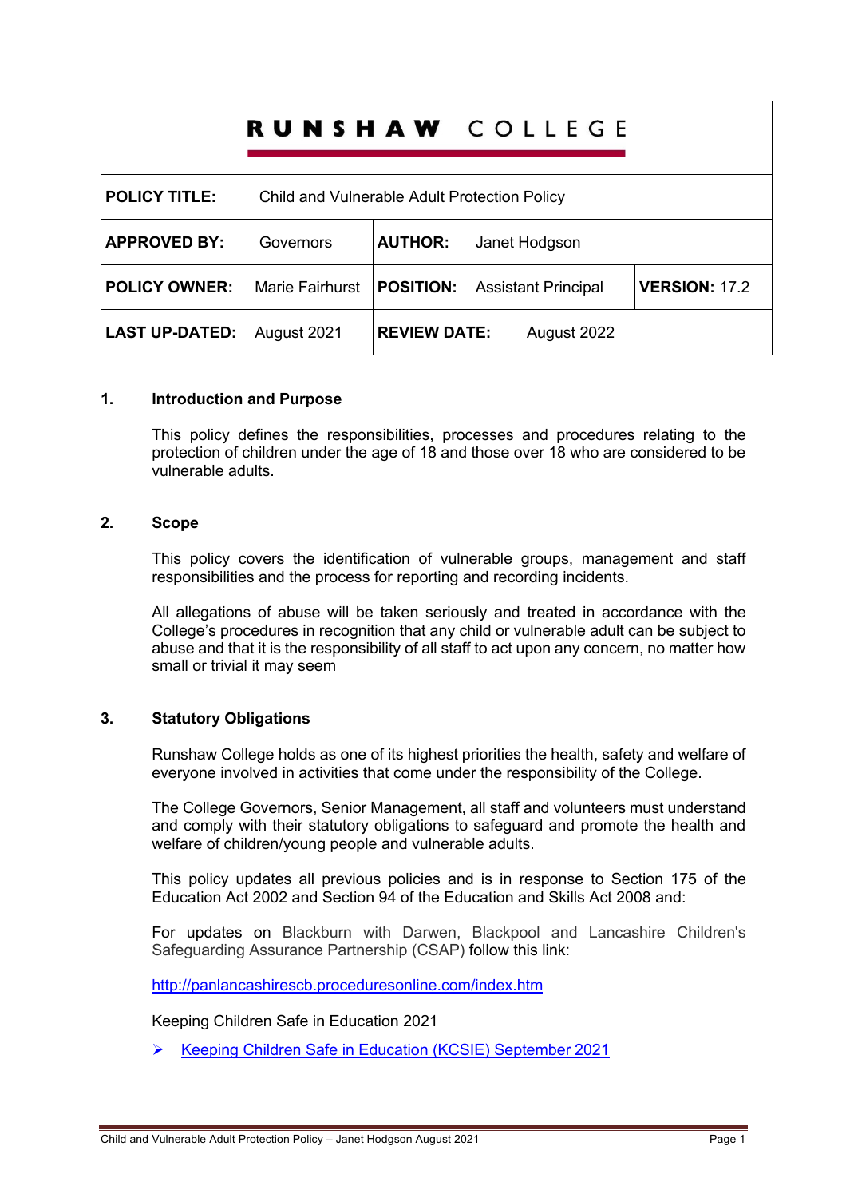# RUNSHAW COLLEGE

| POLICY TITLE: | Child and Vulnerable Adult Protection Policy | | | |
|---|---|---|---|---|
| **APPROVED BY:** | Governors | **AUTHOR:** | Janet Hodgson | |
| **POLICY OWNER:** | Marie Fairhurst | **POSITION:** | Assistant Principal | **VERSION:** 17.2 |
| **LAST UP-DATED:** | August 2021 | **REVIEW DATE:** | August 2022 | |

## 1. Introduction and Purpose

This policy defines the responsibilities, processes and procedures relating to the protection of children under the age of 18 and those over 18 who are considered to be vulnerable adults.

## 2. Scope

This policy covers the identification of vulnerable groups, management and staff responsibilities and the process for reporting and recording incidents.

All allegations of abuse will be taken seriously and treated in accordance with the College's procedures in recognition that any child or vulnerable adult can be subject to abuse and that it is the responsibility of all staff to act upon any concern, no matter how small or trivial it may seem

## 3. Statutory Obligations

Runshaw College holds as one of its highest priorities the health, safety and welfare of everyone involved in activities that come under the responsibility of the College.

The College Governors, Senior Management, all staff and volunteers must understand and comply with their statutory obligations to safeguard and promote the health and welfare of children/young people and vulnerable adults.

This policy updates all previous policies and is in response to Section 175 of the Education Act 2002 and Section 94 of the Education and Skills Act 2008 and:

For updates on Blackburn with Darwen, Blackpool and Lancashire Children's Safeguarding Assurance Partnership (CSAP) follow this link:

http://panlancashirescb.proceduresonline.com/index.htm

Keeping Children Safe in Education 2021

- Keeping Children Safe in Education (KCSIE) September 2021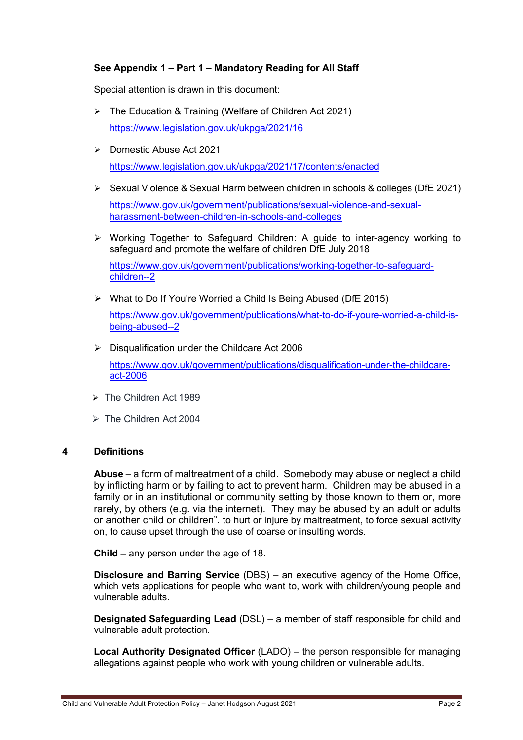**See Appendix 1 – Part 1 – Mandatory Reading for All Staff**

Special attention is drawn in this document:

- The Education & Training (Welfare of Children Act 2021)
  https://www.legislation.gov.uk/ukpga/2021/16
- Domestic Abuse Act 2021
  https://www.legislation.gov.uk/ukpga/2021/17/contents/enacted
- Sexual Violence & Sexual Harm between children in schools & colleges (DfE 2021)
  https://www.gov.uk/government/publications/sexual-violence-and-sexual-harassment-between-children-in-schools-and-colleges
- Working Together to Safeguard Children: A guide to inter-agency working to safeguard and promote the welfare of children DfE July 2018
  https://www.gov.uk/government/publications/working-together-to-safeguard-children--2
- What to Do If You're Worried a Child Is Being Abused (DfE 2015)
  https://www.gov.uk/government/publications/what-to-do-if-youre-worried-a-child-is-being-abused--2
- Disqualification under the Childcare Act 2006
  https://www.gov.uk/government/publications/disqualification-under-the-childcare-act-2006
- The Children Act 1989
- The Children Act 2004

## 4 Definitions

**Abuse** – a form of maltreatment of a child. Somebody may abuse or neglect a child by inflicting harm or by failing to act to prevent harm. Children may be abused in a family or in an institutional or community setting by those known to them or, more rarely, by others (e.g. via the internet). They may be abused by an adult or adults or another child or children". to hurt or injure by maltreatment, to force sexual activity on, to cause upset through the use of coarse or insulting words.

**Child** – any person under the age of 18.

**Disclosure and Barring Service** (DBS) – an executive agency of the Home Office, which vets applications for people who want to, work with children/young people and vulnerable adults.

**Designated Safeguarding Lead** (DSL) – a member of staff responsible for child and vulnerable adult protection.

**Local Authority Designated Officer** (LADO) – the person responsible for managing allegations against people who work with young children or vulnerable adults.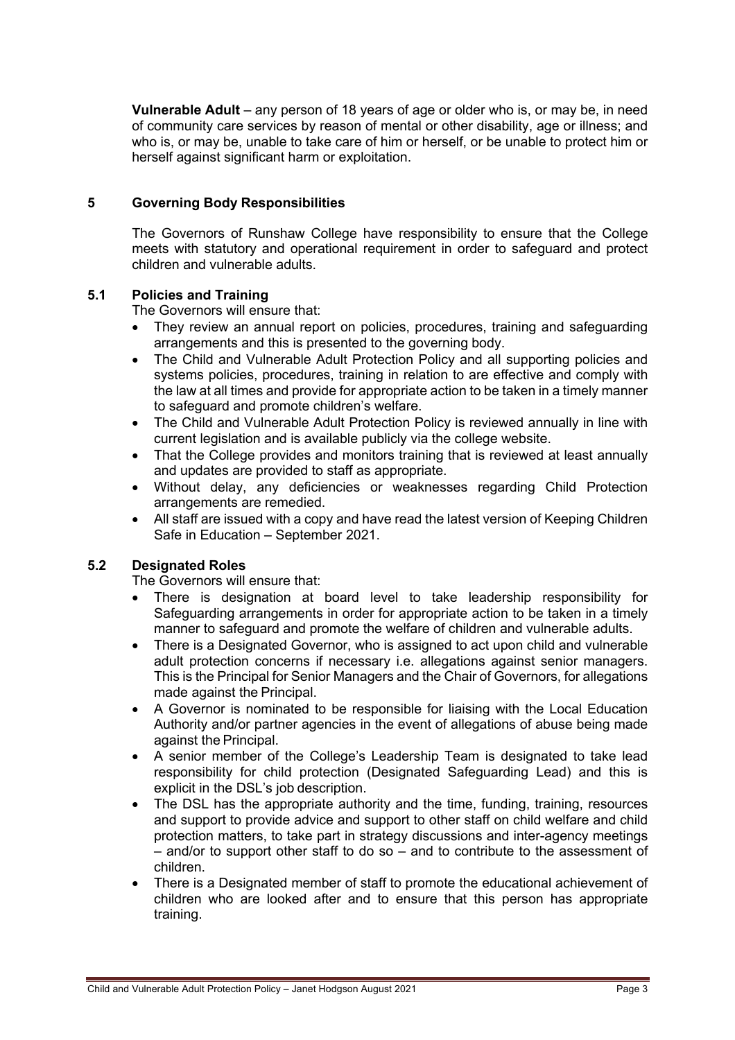**Vulnerable Adult** – any person of 18 years of age or older who is, or may be, in need of community care services by reason of mental or other disability, age or illness; and who is, or may be, unable to take care of him or herself, or be unable to protect him or herself against significant harm or exploitation.

## 5 Governing Body Responsibilities

The Governors of Runshaw College have responsibility to ensure that the College meets with statutory and operational requirement in order to safeguard and protect children and vulnerable adults.

### 5.1 Policies and Training

The Governors will ensure that:

- They review an annual report on policies, procedures, training and safeguarding arrangements and this is presented to the governing body.
- The Child and Vulnerable Adult Protection Policy and all supporting policies and systems policies, procedures, training in relation to are effective and comply with the law at all times and provide for appropriate action to be taken in a timely manner to safeguard and promote children's welfare.
- The Child and Vulnerable Adult Protection Policy is reviewed annually in line with current legislation and is available publicly via the college website.
- That the College provides and monitors training that is reviewed at least annually and updates are provided to staff as appropriate.
- Without delay, any deficiencies or weaknesses regarding Child Protection arrangements are remedied.
- All staff are issued with a copy and have read the latest version of Keeping Children Safe in Education – September 2021.

### 5.2 Designated Roles

The Governors will ensure that:

- There is designation at board level to take leadership responsibility for Safeguarding arrangements in order for appropriate action to be taken in a timely manner to safeguard and promote the welfare of children and vulnerable adults.
- There is a Designated Governor, who is assigned to act upon child and vulnerable adult protection concerns if necessary i.e. allegations against senior managers. This is the Principal for Senior Managers and the Chair of Governors, for allegations made against the Principal.
- A Governor is nominated to be responsible for liaising with the Local Education Authority and/or partner agencies in the event of allegations of abuse being made against the Principal.
- A senior member of the College's Leadership Team is designated to take lead responsibility for child protection (Designated Safeguarding Lead) and this is explicit in the DSL's job description.
- The DSL has the appropriate authority and the time, funding, training, resources and support to provide advice and support to other staff on child welfare and child protection matters, to take part in strategy discussions and inter-agency meetings – and/or to support other staff to do so – and to contribute to the assessment of children.
- There is a Designated member of staff to promote the educational achievement of children who are looked after and to ensure that this person has appropriate training.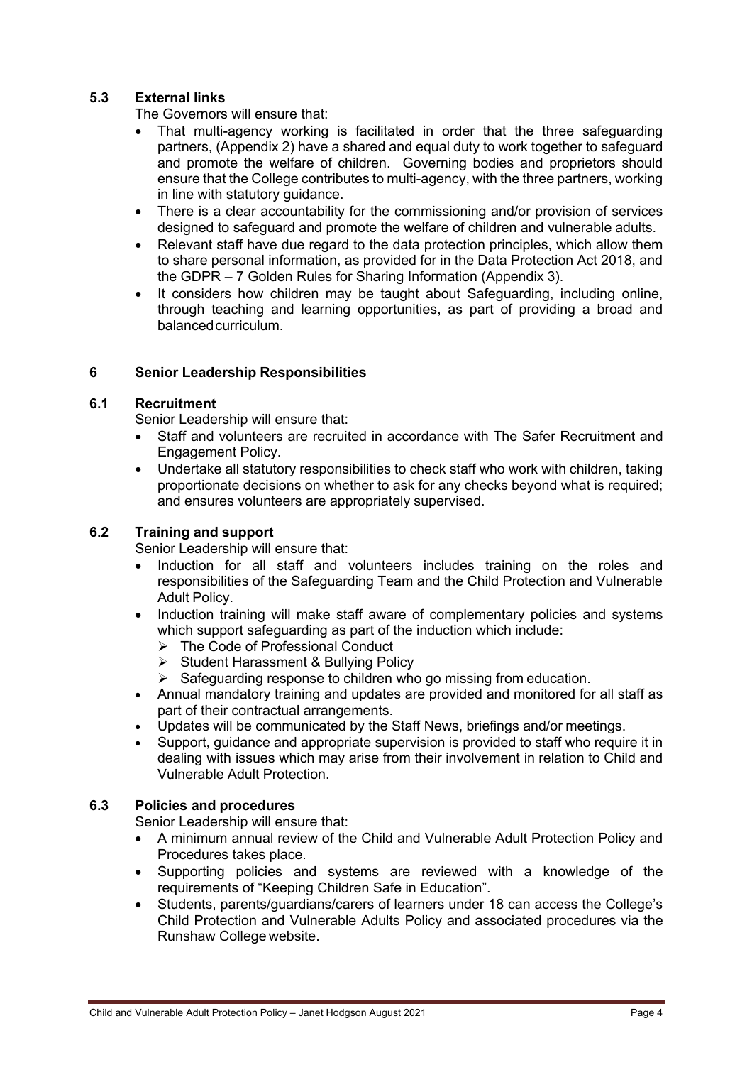### 5.3 External links

The Governors will ensure that:

- That multi-agency working is facilitated in order that the three safeguarding partners, (Appendix 2) have a shared and equal duty to work together to safeguard and promote the welfare of children. Governing bodies and proprietors should ensure that the College contributes to multi-agency, with the three partners, working in line with statutory guidance.
- There is a clear accountability for the commissioning and/or provision of services designed to safeguard and promote the welfare of children and vulnerable adults.
- Relevant staff have due regard to the data protection principles, which allow them to share personal information, as provided for in the Data Protection Act 2018, and the GDPR – 7 Golden Rules for Sharing Information (Appendix 3).
- It considers how children may be taught about Safeguarding, including online, through teaching and learning opportunities, as part of providing a broad and balanced curriculum.

## 6 Senior Leadership Responsibilities

### 6.1 Recruitment

Senior Leadership will ensure that:

- Staff and volunteers are recruited in accordance with The Safer Recruitment and Engagement Policy.
- Undertake all statutory responsibilities to check staff who work with children, taking proportionate decisions on whether to ask for any checks beyond what is required; and ensures volunteers are appropriately supervised.

### 6.2 Training and support

Senior Leadership will ensure that:

- Induction for all staff and volunteers includes training on the roles and responsibilities of the Safeguarding Team and the Child Protection and Vulnerable Adult Policy.
- Induction training will make staff aware of complementary policies and systems which support safeguarding as part of the induction which include:
  - The Code of Professional Conduct
  - Student Harassment & Bullying Policy
  - Safeguarding response to children who go missing from education.
- Annual mandatory training and updates are provided and monitored for all staff as part of their contractual arrangements.
- Updates will be communicated by the Staff News, briefings and/or meetings.
- Support, guidance and appropriate supervision is provided to staff who require it in dealing with issues which may arise from their involvement in relation to Child and Vulnerable Adult Protection.

### 6.3 Policies and procedures

Senior Leadership will ensure that:

- A minimum annual review of the Child and Vulnerable Adult Protection Policy and Procedures takes place.
- Supporting policies and systems are reviewed with a knowledge of the requirements of "Keeping Children Safe in Education".
- Students, parents/guardians/carers of learners under 18 can access the College's Child Protection and Vulnerable Adults Policy and associated procedures via the Runshaw College website.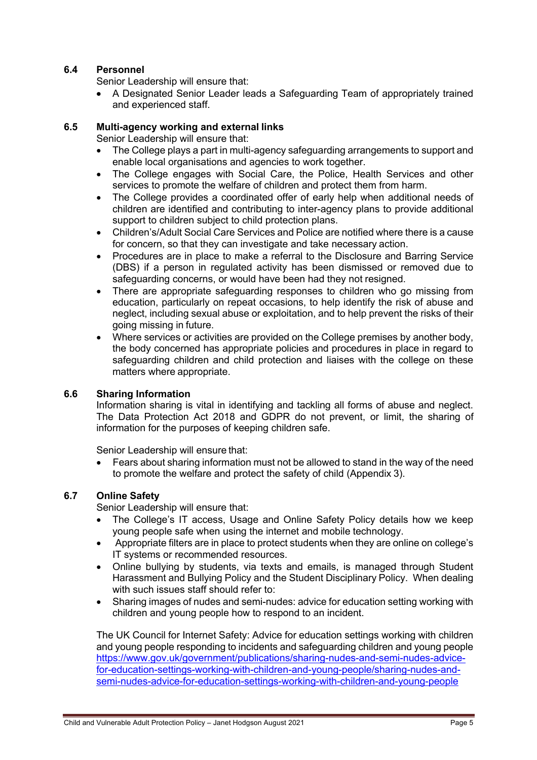### 6.4 Personnel

Senior Leadership will ensure that:

- A Designated Senior Leader leads a Safeguarding Team of appropriately trained and experienced staff.

### 6.5 Multi-agency working and external links

Senior Leadership will ensure that:

- The College plays a part in multi-agency safeguarding arrangements to support and enable local organisations and agencies to work together.
- The College engages with Social Care, the Police, Health Services and other services to promote the welfare of children and protect them from harm.
- The College provides a coordinated offer of early help when additional needs of children are identified and contributing to inter-agency plans to provide additional support to children subject to child protection plans.
- Children's/Adult Social Care Services and Police are notified where there is a cause for concern, so that they can investigate and take necessary action.
- Procedures are in place to make a referral to the Disclosure and Barring Service (DBS) if a person in regulated activity has been dismissed or removed due to safeguarding concerns, or would have been had they not resigned.
- There are appropriate safeguarding responses to children who go missing from education, particularly on repeat occasions, to help identify the risk of abuse and neglect, including sexual abuse or exploitation, and to help prevent the risks of their going missing in future.
- Where services or activities are provided on the College premises by another body, the body concerned has appropriate policies and procedures in place in regard to safeguarding children and child protection and liaises with the college on these matters where appropriate.

### 6.6 Sharing Information

Information sharing is vital in identifying and tackling all forms of abuse and neglect. The Data Protection Act 2018 and GDPR do not prevent, or limit, the sharing of information for the purposes of keeping children safe.

Senior Leadership will ensure that:

- Fears about sharing information must not be allowed to stand in the way of the need to promote the welfare and protect the safety of child (Appendix 3).

### 6.7 Online Safety

Senior Leadership will ensure that:

- The College's IT access, Usage and Online Safety Policy details how we keep young people safe when using the internet and mobile technology.
- Appropriate filters are in place to protect students when they are online on college's IT systems or recommended resources.
- Online bullying by students, via texts and emails, is managed through Student Harassment and Bullying Policy and the Student Disciplinary Policy. When dealing with such issues staff should refer to:
- Sharing images of nudes and semi-nudes: advice for education setting working with children and young people how to respond to an incident.

The UK Council for Internet Safety: Advice for education settings working with children and young people responding to incidents and safeguarding children and young people [https://www.gov.uk/government/publications/sharing-nudes-and-semi-nudes-advice-for-education-settings-working-with-children-and-young-people/sharing-nudes-and-semi-nudes-advice-for-education-settings-working-with-children-and-young-people](https://www.gov.uk/government/publications/sharing-nudes-and-semi-nudes-advice-for-education-settings-working-with-children-and-young-people/sharing-nudes-and-semi-nudes-advice-for-education-settings-working-with-children-and-young-people)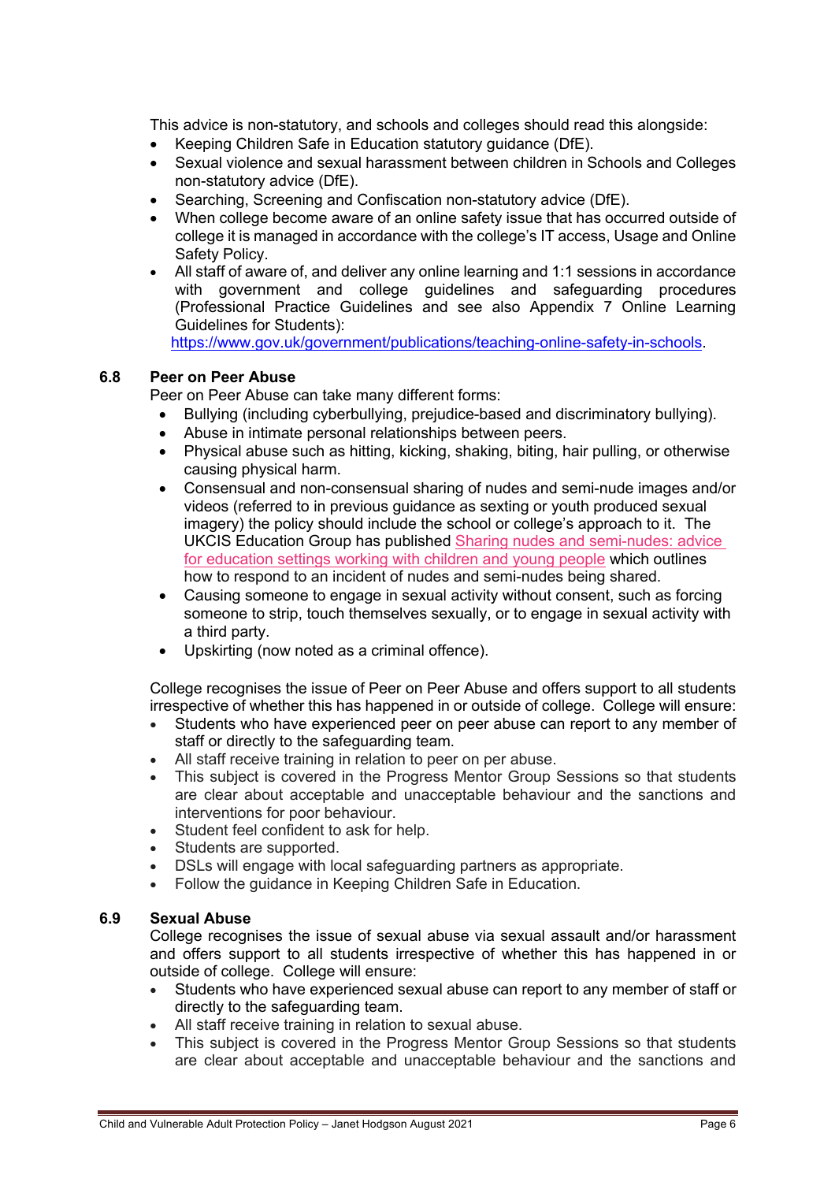This advice is non-statutory, and schools and colleges should read this alongside:

- Keeping Children Safe in Education statutory guidance (DfE).
- Sexual violence and sexual harassment between children in Schools and Colleges non-statutory advice (DfE).
- Searching, Screening and Confiscation non-statutory advice (DfE).
- When college become aware of an online safety issue that has occurred outside of college it is managed in accordance with the college's IT access, Usage and Online Safety Policy.
- All staff of aware of, and deliver any online learning and 1:1 sessions in accordance with government and college guidelines and safeguarding procedures (Professional Practice Guidelines and see also Appendix 7 Online Learning Guidelines for Students): https://www.gov.uk/government/publications/teaching-online-safety-in-schools.

## 6.8 Peer on Peer Abuse

Peer on Peer Abuse can take many different forms:

- Bullying (including cyberbullying, prejudice-based and discriminatory bullying).
- Abuse in intimate personal relationships between peers.
- Physical abuse such as hitting, kicking, shaking, biting, hair pulling, or otherwise causing physical harm.
- Consensual and non-consensual sharing of nudes and semi-nude images and/or videos (referred to in previous guidance as sexting or youth produced sexual imagery) the policy should include the school or college's approach to it. The UKCIS Education Group has published Sharing nudes and semi-nudes: advice for education settings working with children and young people which outlines how to respond to an incident of nudes and semi-nudes being shared.
- Causing someone to engage in sexual activity without consent, such as forcing someone to strip, touch themselves sexually, or to engage in sexual activity with a third party.
- Upskirting (now noted as a criminal offence).

College recognises the issue of Peer on Peer Abuse and offers support to all students irrespective of whether this has happened in or outside of college. College will ensure:

- Students who have experienced peer on peer abuse can report to any member of staff or directly to the safeguarding team.
- All staff receive training in relation to peer on per abuse.
- This subject is covered in the Progress Mentor Group Sessions so that students are clear about acceptable and unacceptable behaviour and the sanctions and interventions for poor behaviour.
- Student feel confident to ask for help.
- Students are supported.
- DSLs will engage with local safeguarding partners as appropriate.
- Follow the guidance in Keeping Children Safe in Education.

## 6.9 Sexual Abuse

College recognises the issue of sexual abuse via sexual assault and/or harassment and offers support to all students irrespective of whether this has happened in or outside of college. College will ensure:

- Students who have experienced sexual abuse can report to any member of staff or directly to the safeguarding team.
- All staff receive training in relation to sexual abuse.
- This subject is covered in the Progress Mentor Group Sessions so that students are clear about acceptable and unacceptable behaviour and the sanctions and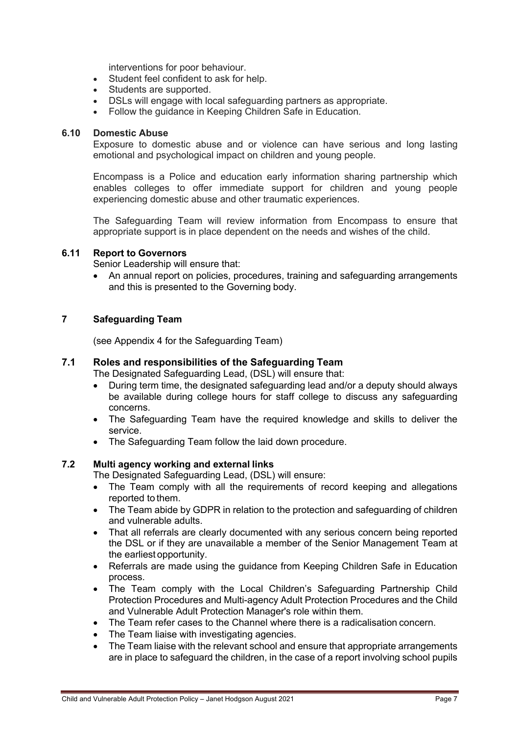interventions for poor behaviour.

- Student feel confident to ask for help.
- Students are supported.
- DSLs will engage with local safeguarding partners as appropriate.
- Follow the guidance in Keeping Children Safe in Education.

### 6.10 Domestic Abuse

Exposure to domestic abuse and or violence can have serious and long lasting emotional and psychological impact on children and young people.

Encompass is a Police and education early information sharing partnership which enables colleges to offer immediate support for children and young people experiencing domestic abuse and other traumatic experiences.

The Safeguarding Team will review information from Encompass to ensure that appropriate support is in place dependent on the needs and wishes of the child.

### 6.11 Report to Governors

Senior Leadership will ensure that:

- An annual report on policies, procedures, training and safeguarding arrangements and this is presented to the Governing body.

## 7 Safeguarding Team

(see Appendix 4 for the Safeguarding Team)

### 7.1 Roles and responsibilities of the Safeguarding Team

The Designated Safeguarding Lead, (DSL) will ensure that:

- During term time, the designated safeguarding lead and/or a deputy should always be available during college hours for staff college to discuss any safeguarding concerns.
- The Safeguarding Team have the required knowledge and skills to deliver the service.
- The Safeguarding Team follow the laid down procedure.

### 7.2 Multi agency working and external links

The Designated Safeguarding Lead, (DSL) will ensure:

- The Team comply with all the requirements of record keeping and allegations reported to them.
- The Team abide by GDPR in relation to the protection and safeguarding of children and vulnerable adults.
- That all referrals are clearly documented with any serious concern being reported the DSL or if they are unavailable a member of the Senior Management Team at the earliest opportunity.
- Referrals are made using the guidance from Keeping Children Safe in Education process.
- The Team comply with the Local Children's Safeguarding Partnership Child Protection Procedures and Multi-agency Adult Protection Procedures and the Child and Vulnerable Adult Protection Manager's role within them.
- The Team refer cases to the Channel where there is a radicalisation concern.
- The Team liaise with investigating agencies.
- The Team liaise with the relevant school and ensure that appropriate arrangements are in place to safeguard the children, in the case of a report involving school pupils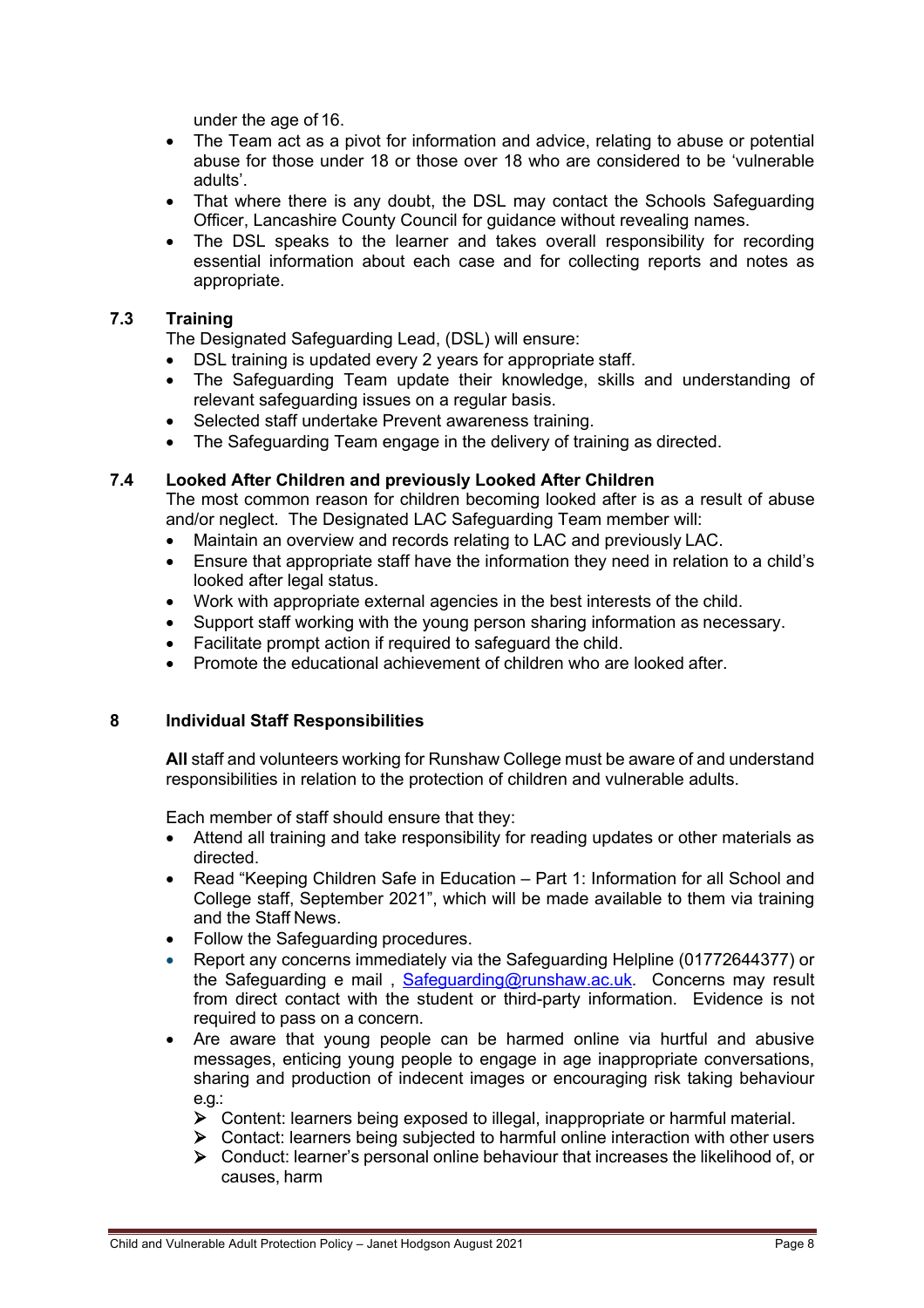under the age of 16.

- The Team act as a pivot for information and advice, relating to abuse or potential abuse for those under 18 or those over 18 who are considered to be 'vulnerable adults'.
- That where there is any doubt, the DSL may contact the Schools Safeguarding Officer, Lancashire County Council for guidance without revealing names.
- The DSL speaks to the learner and takes overall responsibility for recording essential information about each case and for collecting reports and notes as appropriate.

### 7.3 Training

The Designated Safeguarding Lead, (DSL) will ensure:

- DSL training is updated every 2 years for appropriate staff.
- The Safeguarding Team update their knowledge, skills and understanding of relevant safeguarding issues on a regular basis.
- Selected staff undertake Prevent awareness training.
- The Safeguarding Team engage in the delivery of training as directed.

### 7.4 Looked After Children and previously Looked After Children

The most common reason for children becoming looked after is as a result of abuse and/or neglect. The Designated LAC Safeguarding Team member will:

- Maintain an overview and records relating to LAC and previously LAC.
- Ensure that appropriate staff have the information they need in relation to a child's looked after legal status.
- Work with appropriate external agencies in the best interests of the child.
- Support staff working with the young person sharing information as necessary.
- Facilitate prompt action if required to safeguard the child.
- Promote the educational achievement of children who are looked after.

## 8 Individual Staff Responsibilities

**All** staff and volunteers working for Runshaw College must be aware of and understand responsibilities in relation to the protection of children and vulnerable adults.

Each member of staff should ensure that they:

- Attend all training and take responsibility for reading updates or other materials as directed.
- Read "Keeping Children Safe in Education – Part 1: Information for all School and College staff, September 2021", which will be made available to them via training and the Staff News.
- Follow the Safeguarding procedures.
- Report any concerns immediately via the Safeguarding Helpline (01772644377) or the Safeguarding e mail , Safeguarding@runshaw.ac.uk. Concerns may result from direct contact with the student or third-party information. Evidence is not required to pass on a concern.
- Are aware that young people can be harmed online via hurtful and abusive messages, enticing young people to engage in age inappropriate conversations, sharing and production of indecent images or encouraging risk taking behaviour e.g.:
  - Content: learners being exposed to illegal, inappropriate or harmful material.
  - Contact: learners being subjected to harmful online interaction with other users
  - Conduct: learner's personal online behaviour that increases the likelihood of, or causes, harm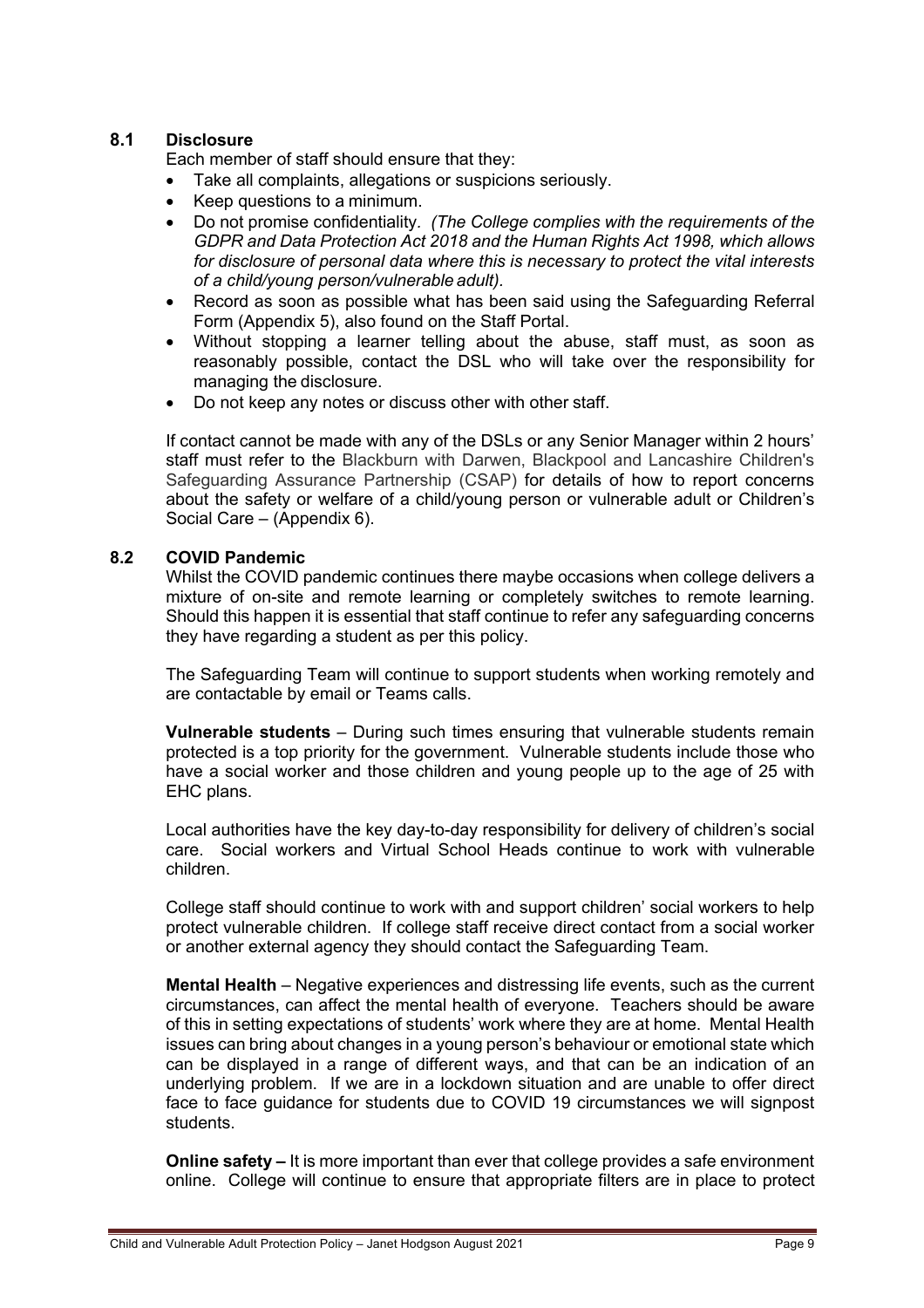### 8.1 Disclosure

Each member of staff should ensure that they:

- Take all complaints, allegations or suspicions seriously.
- Keep questions to a minimum.
- Do not promise confidentiality. *(The College complies with the requirements of the GDPR and Data Protection Act 2018 and the Human Rights Act 1998, which allows for disclosure of personal data where this is necessary to protect the vital interests of a child/young person/vulnerable adult).*
- Record as soon as possible what has been said using the Safeguarding Referral Form (Appendix 5), also found on the Staff Portal.
- Without stopping a learner telling about the abuse, staff must, as soon as reasonably possible, contact the DSL who will take over the responsibility for managing the disclosure.
- Do not keep any notes or discuss other with other staff.

If contact cannot be made with any of the DSLs or any Senior Manager within 2 hours' staff must refer to the Blackburn with Darwen, Blackpool and Lancashire Children's Safeguarding Assurance Partnership (CSAP) for details of how to report concerns about the safety or welfare of a child/young person or vulnerable adult or Children's Social Care – (Appendix 6).

### 8.2 COVID Pandemic

Whilst the COVID pandemic continues there maybe occasions when college delivers a mixture of on-site and remote learning or completely switches to remote learning. Should this happen it is essential that staff continue to refer any safeguarding concerns they have regarding a student as per this policy.

The Safeguarding Team will continue to support students when working remotely and are contactable by email or Teams calls.

**Vulnerable students** – During such times ensuring that vulnerable students remain protected is a top priority for the government. Vulnerable students include those who have a social worker and those children and young people up to the age of 25 with EHC plans.

Local authorities have the key day-to-day responsibility for delivery of children's social care. Social workers and Virtual School Heads continue to work with vulnerable children.

College staff should continue to work with and support children' social workers to help protect vulnerable children. If college staff receive direct contact from a social worker or another external agency they should contact the Safeguarding Team.

**Mental Health** – Negative experiences and distressing life events, such as the current circumstances, can affect the mental health of everyone. Teachers should be aware of this in setting expectations of students' work where they are at home. Mental Health issues can bring about changes in a young person's behaviour or emotional state which can be displayed in a range of different ways, and that can be an indication of an underlying problem. If we are in a lockdown situation and are unable to offer direct face to face guidance for students due to COVID 19 circumstances we will signpost students.

**Online safety –** It is more important than ever that college provides a safe environment online. College will continue to ensure that appropriate filters are in place to protect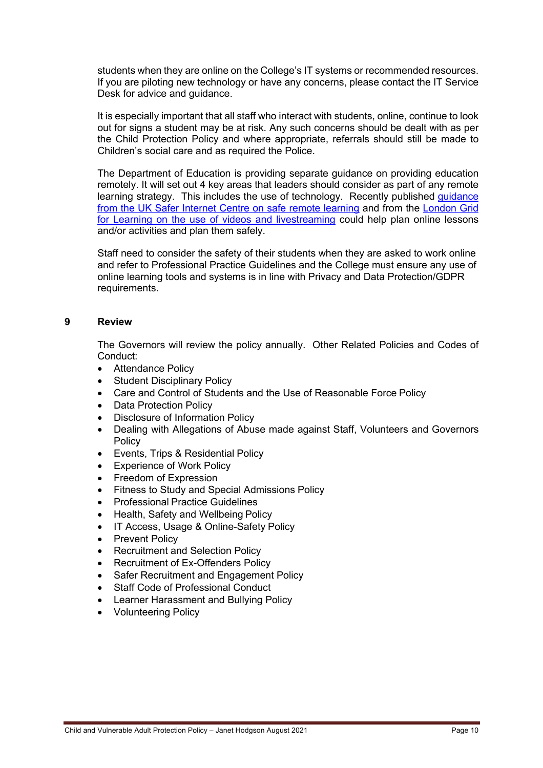students when they are online on the College's IT systems or recommended resources. If you are piloting new technology or have any concerns, please contact the IT Service Desk for advice and guidance.

It is especially important that all staff who interact with students, online, continue to look out for signs a student may be at risk. Any such concerns should be dealt with as per the Child Protection Policy and where appropriate, referrals should still be made to Children's social care and as required the Police.

The Department of Education is providing separate guidance on providing education remotely. It will set out 4 key areas that leaders should consider as part of any remote learning strategy. This includes the use of technology. Recently published guidance from the UK Safer Internet Centre on safe remote learning and from the London Grid for Learning on the use of videos and livestreaming could help plan online lessons and/or activities and plan them safely.

Staff need to consider the safety of their students when they are asked to work online and refer to Professional Practice Guidelines and the College must ensure any use of online learning tools and systems is in line with Privacy and Data Protection/GDPR requirements.

## 9 Review

The Governors will review the policy annually. Other Related Policies and Codes of Conduct:

- Attendance Policy
- Student Disciplinary Policy
- Care and Control of Students and the Use of Reasonable Force Policy
- Data Protection Policy
- Disclosure of Information Policy
- Dealing with Allegations of Abuse made against Staff, Volunteers and Governors Policy
- Events, Trips & Residential Policy
- Experience of Work Policy
- Freedom of Expression
- Fitness to Study and Special Admissions Policy
- Professional Practice Guidelines
- Health, Safety and Wellbeing Policy
- IT Access, Usage & Online-Safety Policy
- Prevent Policy
- Recruitment and Selection Policy
- Recruitment of Ex-Offenders Policy
- Safer Recruitment and Engagement Policy
- Staff Code of Professional Conduct
- Learner Harassment and Bullying Policy
- Volunteering Policy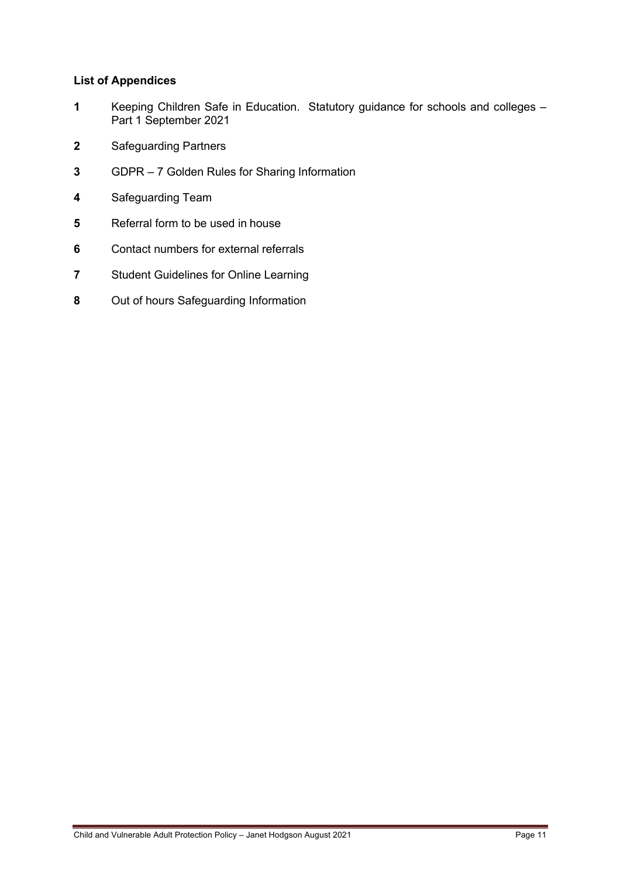**List of Appendices**

**1** Keeping Children Safe in Education. Statutory guidance for schools and colleges – Part 1 September 2021

**2** Safeguarding Partners

**3** GDPR – 7 Golden Rules for Sharing Information

**4** Safeguarding Team

**5** Referral form to be used in house

**6** Contact numbers for external referrals

**7** Student Guidelines for Online Learning

**8** Out of hours Safeguarding Information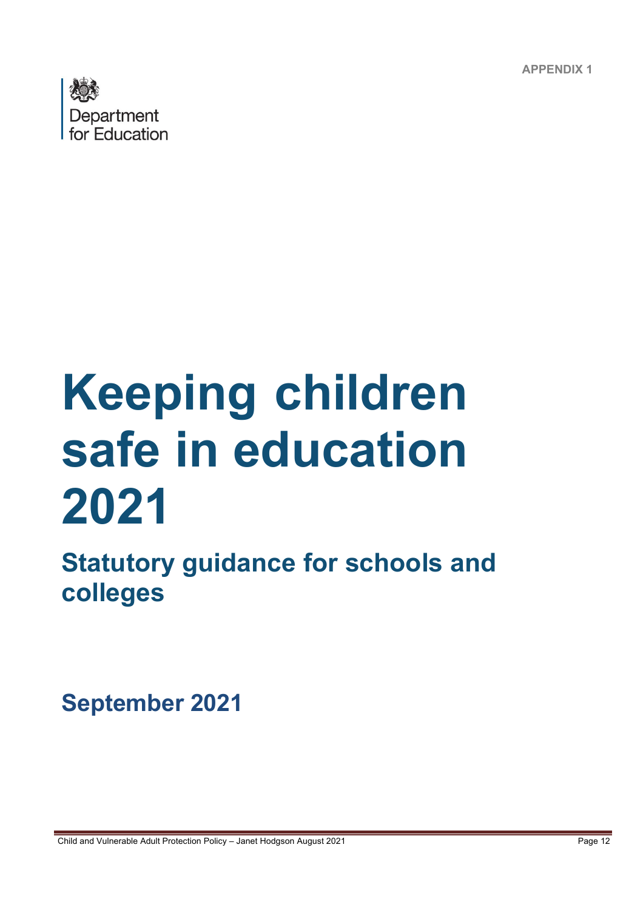APPENDIX 1

Department for Education

# Keeping children safe in education 2021

## Statutory guidance for schools and colleges

September 2021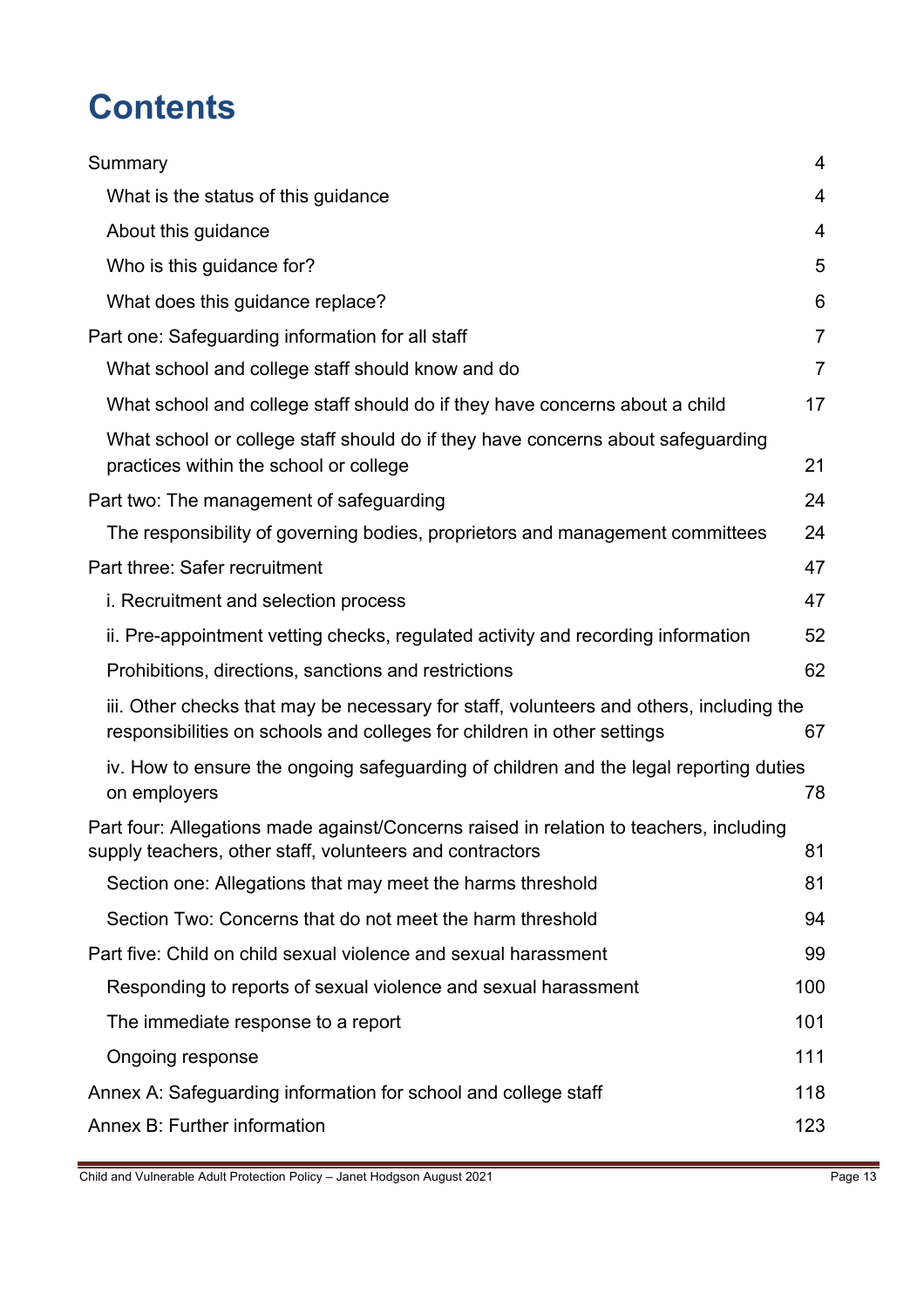# Contents

| | |
|---|---|
| Summary | 4 |
| What is the status of this guidance | 4 |
| About this guidance | 4 |
| Who is this guidance for? | 5 |
| What does this guidance replace? | 6 |
| Part one: Safeguarding information for all staff | 7 |
| What school and college staff should know and do | 7 |
| What school and college staff should do if they have concerns about a child | 17 |
| What school or college staff should do if they have concerns about safeguarding practices within the school or college | 21 |
| Part two: The management of safeguarding | 24 |
| The responsibility of governing bodies, proprietors and management committees | 24 |
| Part three: Safer recruitment | 47 |
| i. Recruitment and selection process | 47 |
| ii. Pre-appointment vetting checks, regulated activity and recording information | 52 |
| Prohibitions, directions, sanctions and restrictions | 62 |
| iii. Other checks that may be necessary for staff, volunteers and others, including the responsibilities on schools and colleges for children in other settings | 67 |
| iv. How to ensure the ongoing safeguarding of children and the legal reporting duties on employers | 78 |
| Part four: Allegations made against/Concerns raised in relation to teachers, including supply teachers, other staff, volunteers and contractors | 81 |
| Section one: Allegations that may meet the harms threshold | 81 |
| Section Two: Concerns that do not meet the harm threshold | 94 |
| Part five: Child on child sexual violence and sexual harassment | 99 |
| Responding to reports of sexual violence and sexual harassment | 100 |
| The immediate response to a report | 101 |
| Ongoing response | 111 |
| Annex A: Safeguarding information for school and college staff | 118 |
| Annex B: Further information | 123 |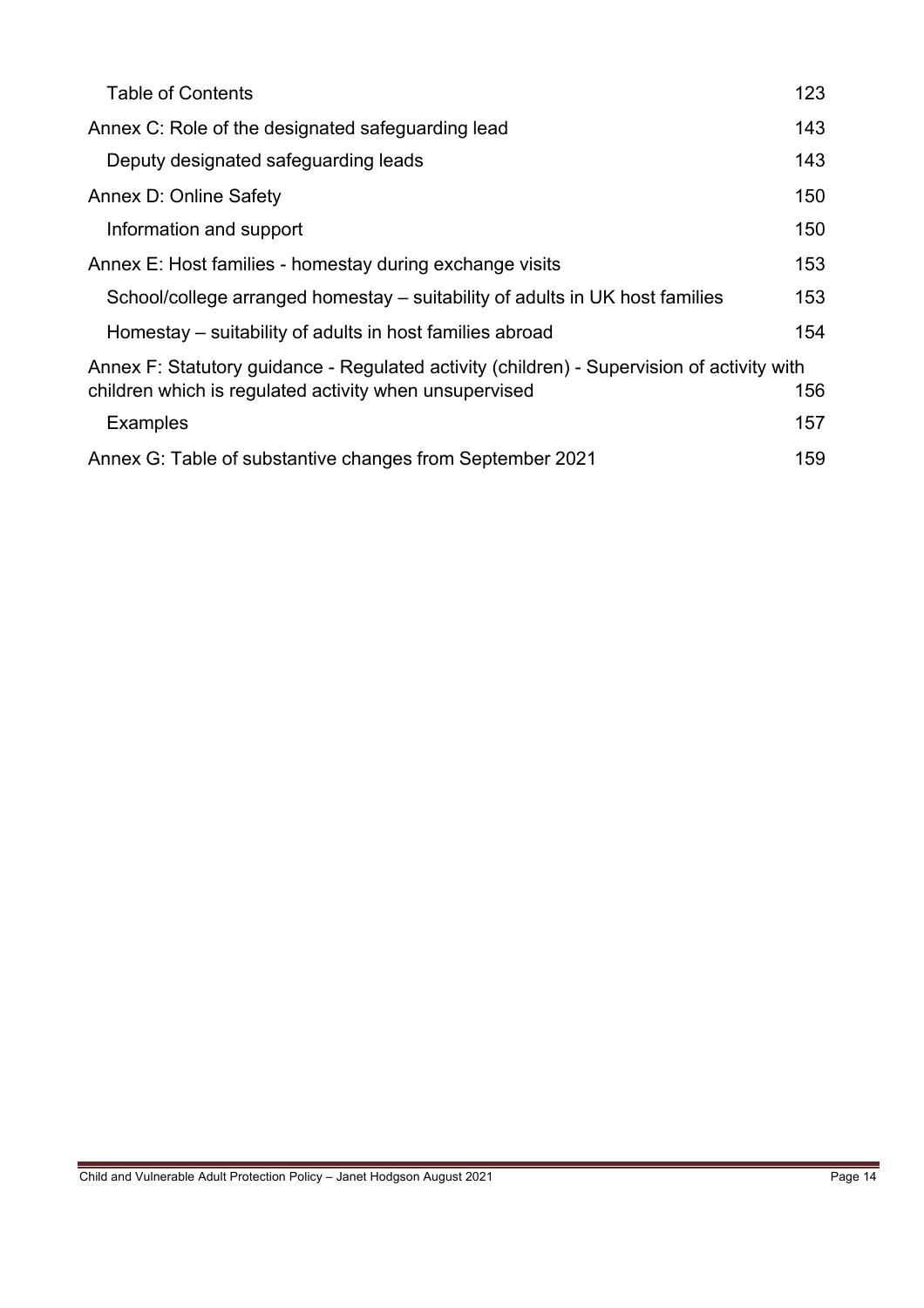Table of Contents 123

Annex C: Role of the designated safeguarding lead 143

Deputy designated safeguarding leads 143

Annex D: Online Safety 150

Information and support 150

Annex E: Host families - homestay during exchange visits 153

School/college arranged homestay – suitability of adults in UK host families 153

Homestay – suitability of adults in host families abroad 154

Annex F: Statutory guidance - Regulated activity (children) - Supervision of activity with children which is regulated activity when unsupervised 156

Examples 157

Annex G: Table of substantive changes from September 2021 159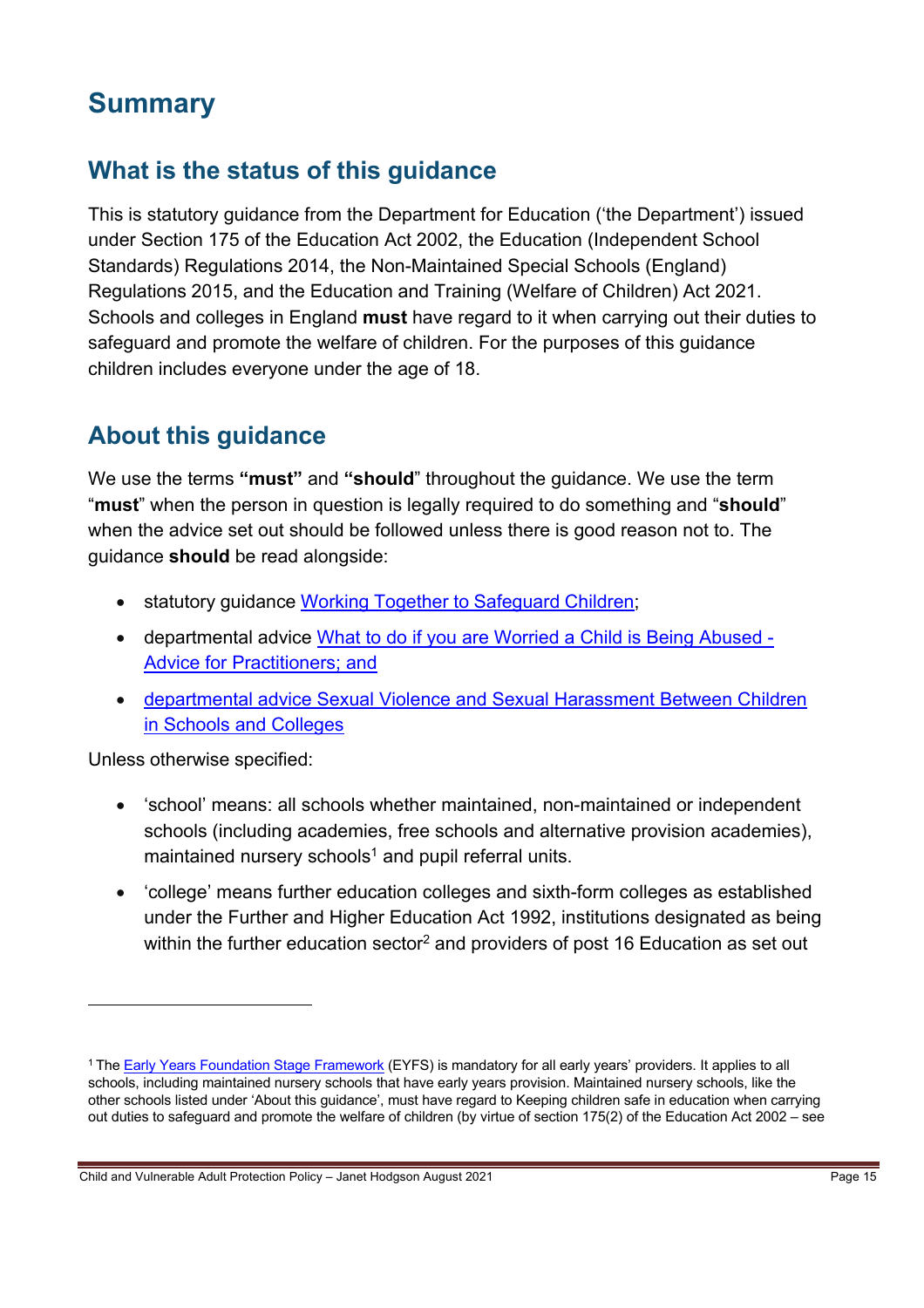# Summary

## What is the status of this guidance

This is statutory guidance from the Department for Education ('the Department') issued under Section 175 of the Education Act 2002, the Education (Independent School Standards) Regulations 2014, the Non-Maintained Special Schools (England) Regulations 2015, and the Education and Training (Welfare of Children) Act 2021. Schools and colleges in England **must** have regard to it when carrying out their duties to safeguard and promote the welfare of children. For the purposes of this guidance children includes everyone under the age of 18.

## About this guidance

We use the terms **"must"** and **"should"** throughout the guidance. We use the term "**must**" when the person in question is legally required to do something and "**should**" when the advice set out should be followed unless there is good reason not to. The guidance **should** be read alongside:

- statutory guidance Working Together to Safeguard Children;
- departmental advice What to do if you are Worried a Child is Being Abused - Advice for Practitioners; and
- departmental advice Sexual Violence and Sexual Harassment Between Children in Schools and Colleges

Unless otherwise specified:

- 'school' means: all schools whether maintained, non-maintained or independent schools (including academies, free schools and alternative provision academies), maintained nursery schools[1] and pupil referral units.
- 'college' means further education colleges and sixth-form colleges as established under the Further and Higher Education Act 1992, institutions designated as being within the further education sector[2] and providers of post 16 Education as set out

[1] The Early Years Foundation Stage Framework (EYFS) is mandatory for all early years' providers. It applies to all schools, including maintained nursery schools that have early years provision. Maintained nursery schools, like the other schools listed under 'About this guidance', must have regard to Keeping children safe in education when carrying out duties to safeguard and promote the welfare of children (by virtue of section 175(2) of the Education Act 2002 – see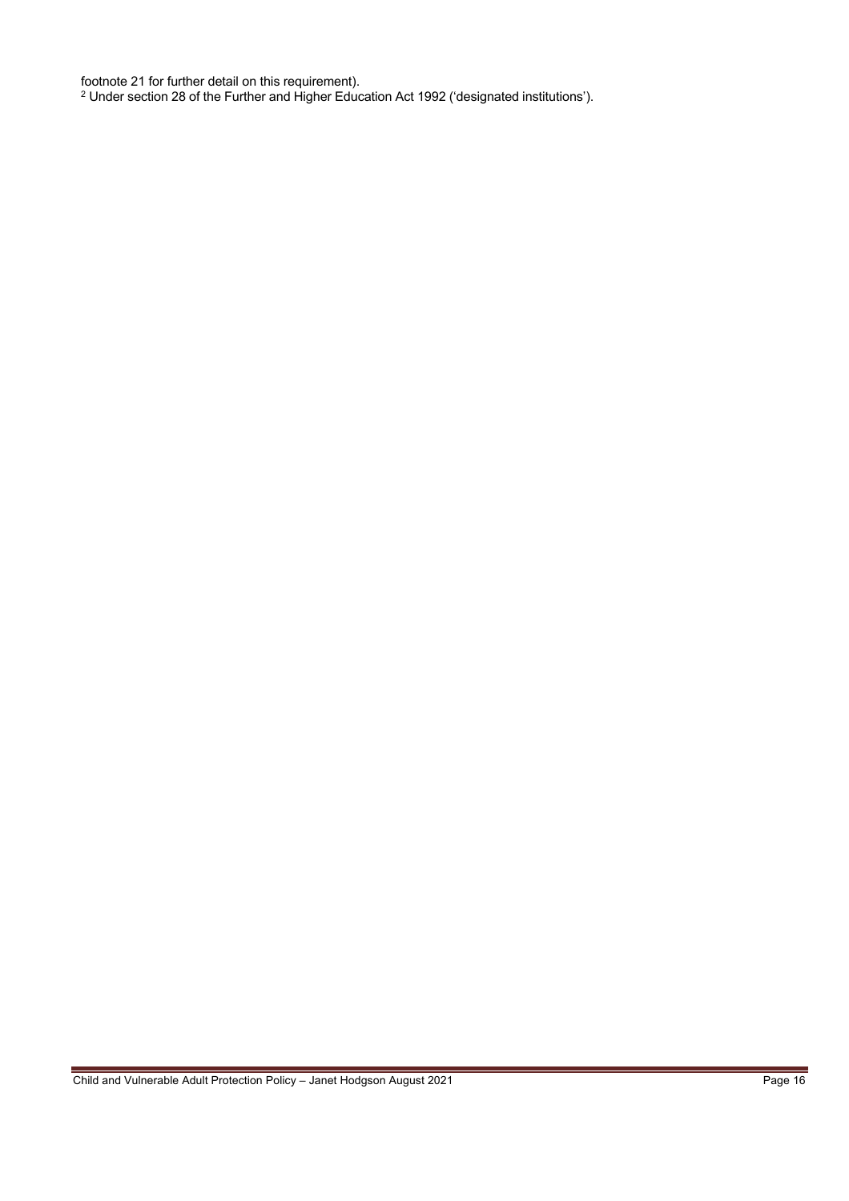footnote 21 for further detail on this requirement).

[2] Under section 28 of the Further and Higher Education Act 1992 ('designated institutions').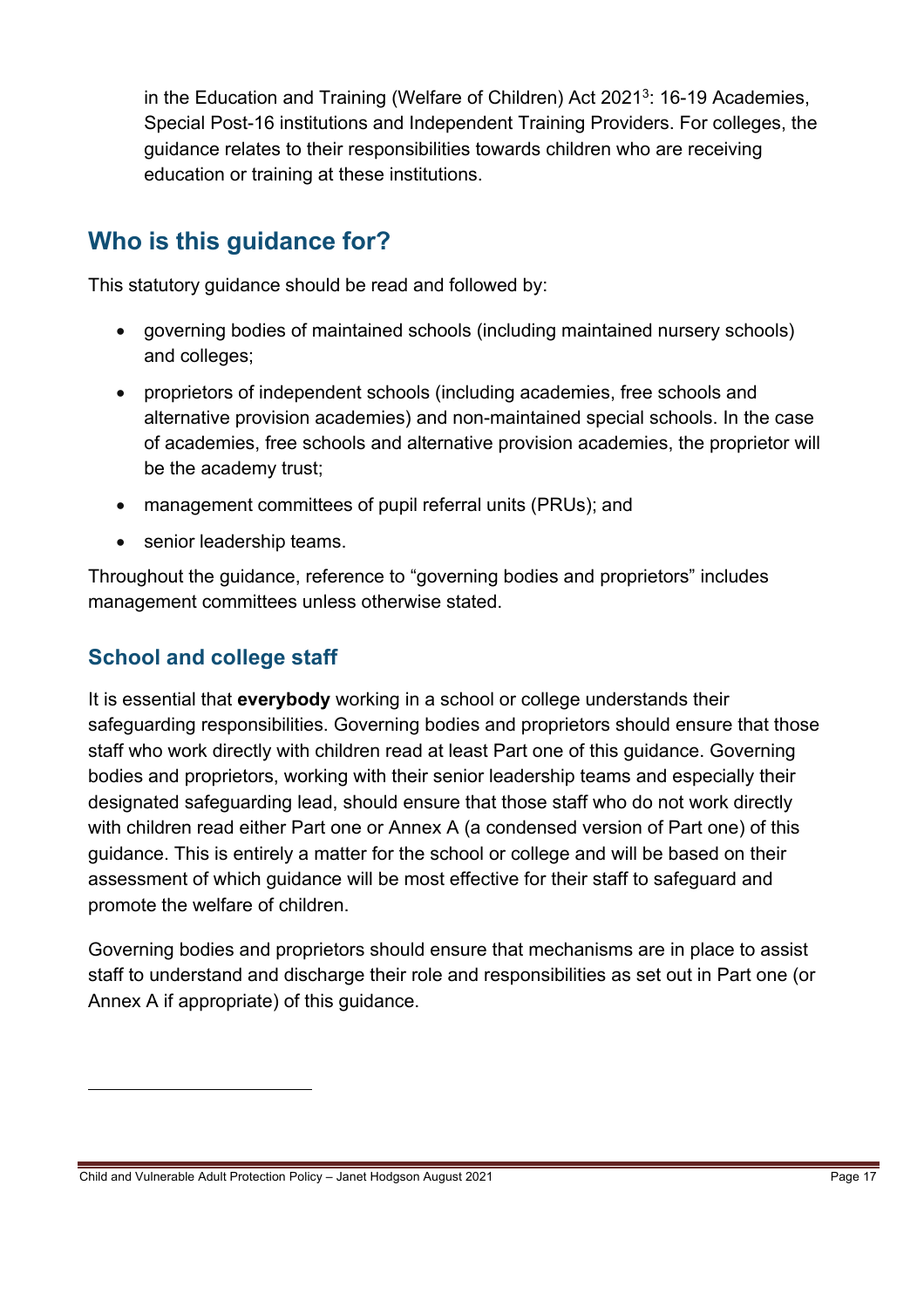in the Education and Training (Welfare of Children) Act 2021[3]: 16-19 Academies, Special Post-16 institutions and Independent Training Providers. For colleges, the guidance relates to their responsibilities towards children who are receiving education or training at these institutions.

## Who is this guidance for?

This statutory guidance should be read and followed by:

- governing bodies of maintained schools (including maintained nursery schools) and colleges;
- proprietors of independent schools (including academies, free schools and alternative provision academies) and non-maintained special schools. In the case of academies, free schools and alternative provision academies, the proprietor will be the academy trust;
- management committees of pupil referral units (PRUs); and
- senior leadership teams.

Throughout the guidance, reference to "governing bodies and proprietors" includes management committees unless otherwise stated.

### School and college staff

It is essential that **everybody** working in a school or college understands their safeguarding responsibilities. Governing bodies and proprietors should ensure that those staff who work directly with children read at least Part one of this guidance. Governing bodies and proprietors, working with their senior leadership teams and especially their designated safeguarding lead, should ensure that those staff who do not work directly with children read either Part one or Annex A (a condensed version of Part one) of this guidance. This is entirely a matter for the school or college and will be based on their assessment of which guidance will be most effective for their staff to safeguard and promote the welfare of children.

Governing bodies and proprietors should ensure that mechanisms are in place to assist staff to understand and discharge their role and responsibilities as set out in Part one (or Annex A if appropriate) of this guidance.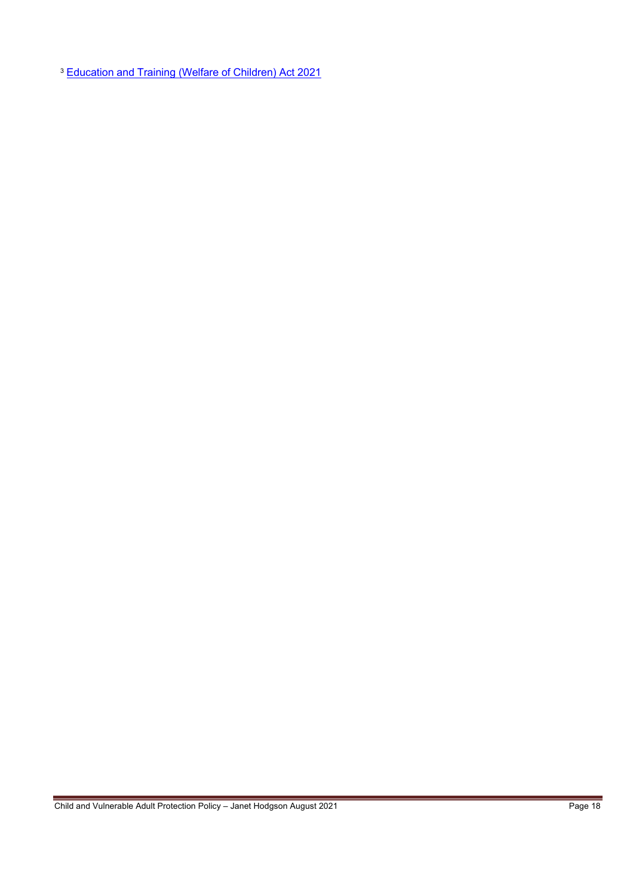[3] Education and Training (Welfare of Children) Act 2021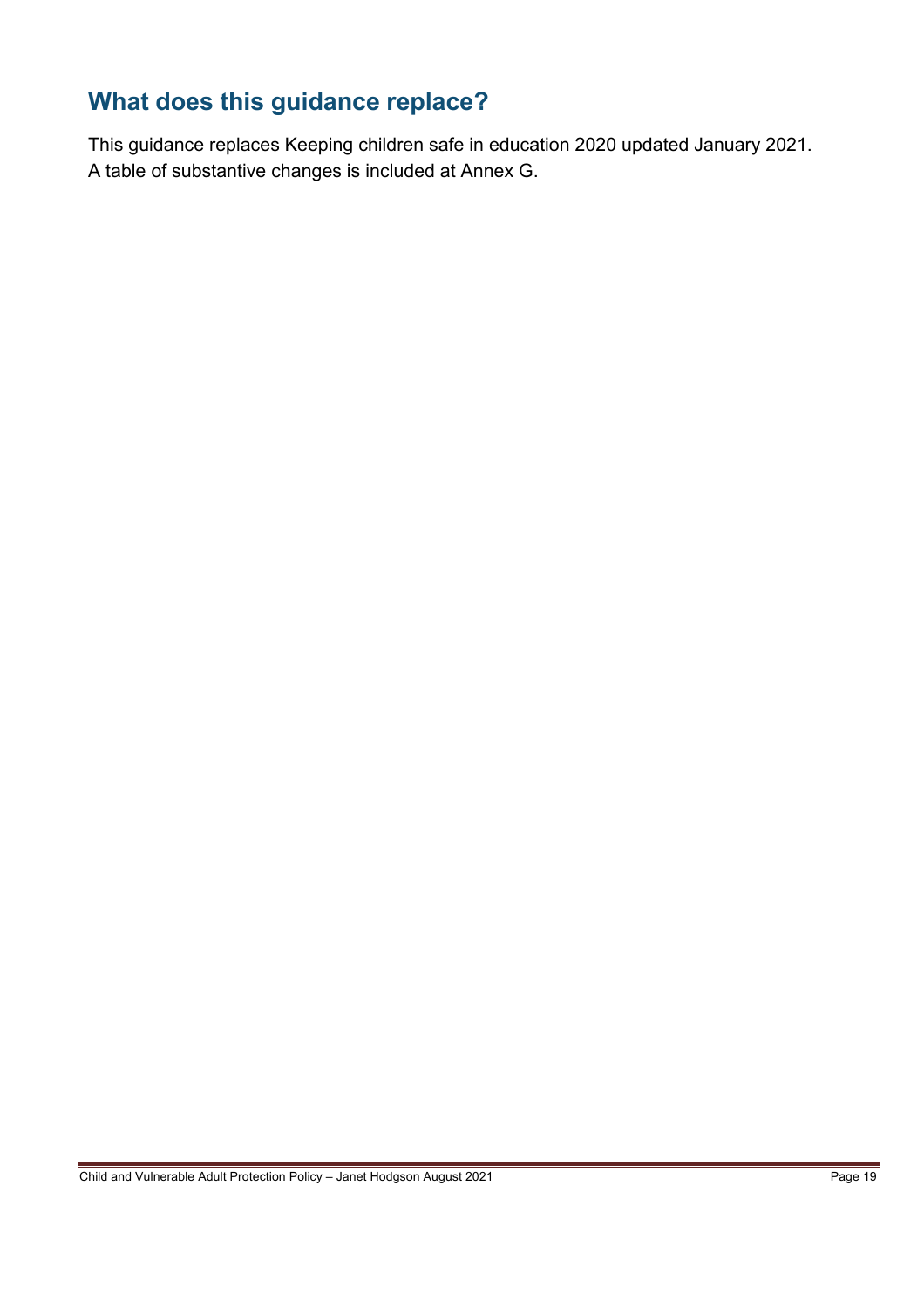## What does this guidance replace?

This guidance replaces Keeping children safe in education 2020 updated January 2021. A table of substantive changes is included at Annex G.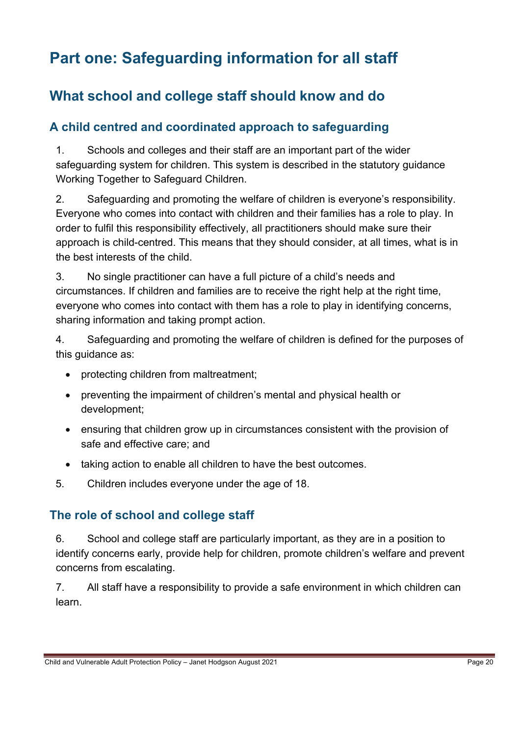# Part one: Safeguarding information for all staff

## What school and college staff should know and do

### A child centred and coordinated approach to safeguarding

1. Schools and colleges and their staff are an important part of the wider safeguarding system for children. This system is described in the statutory guidance Working Together to Safeguard Children.

2. Safeguarding and promoting the welfare of children is everyone's responsibility. Everyone who comes into contact with children and their families has a role to play. In order to fulfil this responsibility effectively, all practitioners should make sure their approach is child-centred. This means that they should consider, at all times, what is in the best interests of the child.

3. No single practitioner can have a full picture of a child's needs and circumstances. If children and families are to receive the right help at the right time, everyone who comes into contact with them has a role to play in identifying concerns, sharing information and taking prompt action.

4. Safeguarding and promoting the welfare of children is defined for the purposes of this guidance as:

- protecting children from maltreatment;
- preventing the impairment of children's mental and physical health or development;
- ensuring that children grow up in circumstances consistent with the provision of safe and effective care; and
- taking action to enable all children to have the best outcomes.

5. Children includes everyone under the age of 18.

### The role of school and college staff

6. School and college staff are particularly important, as they are in a position to identify concerns early, provide help for children, promote children's welfare and prevent concerns from escalating.

7. All staff have a responsibility to provide a safe environment in which children can learn.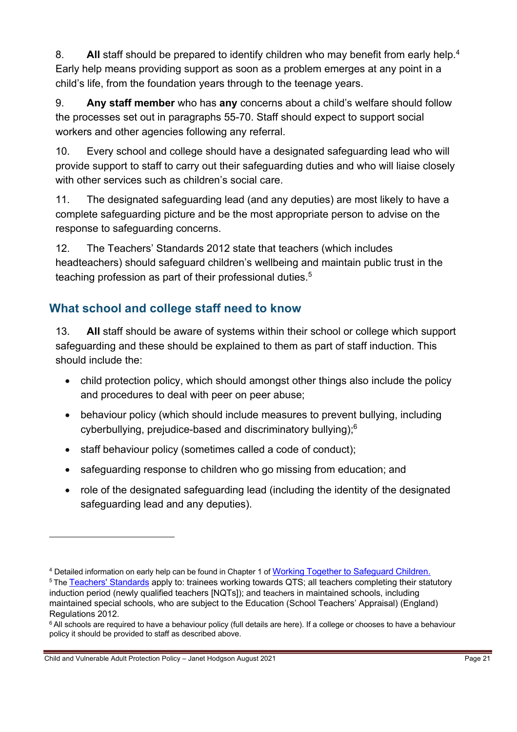8. **All** staff should be prepared to identify children who may benefit from early help.[4] Early help means providing support as soon as a problem emerges at any point in a child's life, from the foundation years through to the teenage years.

9. **Any staff member** who has **any** concerns about a child's welfare should follow the processes set out in paragraphs 55-70. Staff should expect to support social workers and other agencies following any referral.

10. Every school and college should have a designated safeguarding lead who will provide support to staff to carry out their safeguarding duties and who will liaise closely with other services such as children's social care.

11. The designated safeguarding lead (and any deputies) are most likely to have a complete safeguarding picture and be the most appropriate person to advise on the response to safeguarding concerns.

12. The Teachers' Standards 2012 state that teachers (which includes headteachers) should safeguard children's wellbeing and maintain public trust in the teaching profession as part of their professional duties.[5]

## What school and college staff need to know

13. **All** staff should be aware of systems within their school or college which support safeguarding and these should be explained to them as part of staff induction. This should include the:

- child protection policy, which should amongst other things also include the policy and procedures to deal with peer on peer abuse;
- behaviour policy (which should include measures to prevent bullying, including cyberbullying, prejudice-based and discriminatory bullying);[6]
- staff behaviour policy (sometimes called a code of conduct);
- safeguarding response to children who go missing from education; and
- role of the designated safeguarding lead (including the identity of the designated safeguarding lead and any deputies).

---

[4] Detailed information on early help can be found in Chapter 1 of [Working Together to Safeguard Children.]

[5] The [Teachers' Standards] apply to: trainees working towards QTS; all teachers completing their statutory induction period (newly qualified teachers [NQTs]); and teachers in maintained schools, including maintained special schools, who are subject to the Education (School Teachers' Appraisal) (England) Regulations 2012.

[6] All schools are required to have a behaviour policy (full details are here). If a college or chooses to have a behaviour policy it should be provided to staff as described above.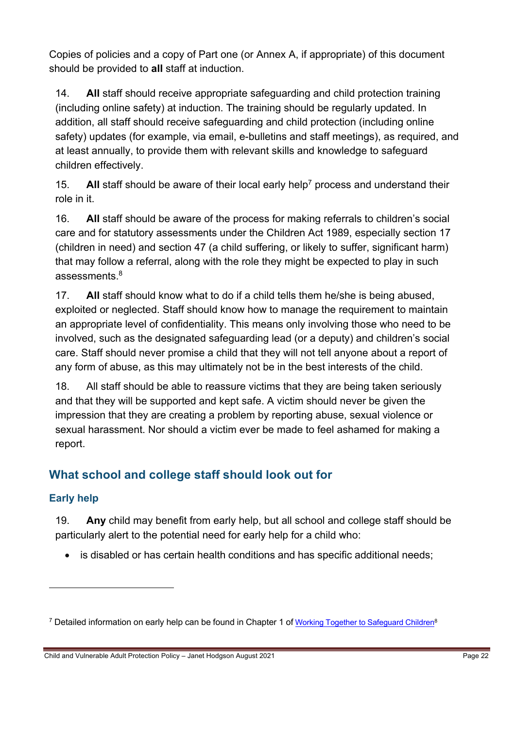Copies of policies and a copy of Part one (or Annex A, if appropriate) of this document should be provided to **all** staff at induction.

14. **All** staff should receive appropriate safeguarding and child protection training (including online safety) at induction. The training should be regularly updated. In addition, all staff should receive safeguarding and child protection (including online safety) updates (for example, via email, e-bulletins and staff meetings), as required, and at least annually, to provide them with relevant skills and knowledge to safeguard children effectively.

15. **All** staff should be aware of their local early help[7] process and understand their role in it.

16. **All** staff should be aware of the process for making referrals to children's social care and for statutory assessments under the Children Act 1989, especially section 17 (children in need) and section 47 (a child suffering, or likely to suffer, significant harm) that may follow a referral, along with the role they might be expected to play in such assessments.[8]

17. **All** staff should know what to do if a child tells them he/she is being abused, exploited or neglected. Staff should know how to manage the requirement to maintain an appropriate level of confidentiality. This means only involving those who need to be involved, such as the designated safeguarding lead (or a deputy) and children's social care. Staff should never promise a child that they will not tell anyone about a report of any form of abuse, as this may ultimately not be in the best interests of the child.

18. All staff should be able to reassure victims that they are being taken seriously and that they will be supported and kept safe. A victim should never be given the impression that they are creating a problem by reporting abuse, sexual violence or sexual harassment. Nor should a victim ever be made to feel ashamed for making a report.

## What school and college staff should look out for

### Early help

19. **Any** child may benefit from early help, but all school and college staff should be particularly alert to the potential need for early help for a child who:

- is disabled or has certain health conditions and has specific additional needs;

---

[7] Detailed information on early help can be found in Chapter 1 of Working Together to Safeguard Children[8]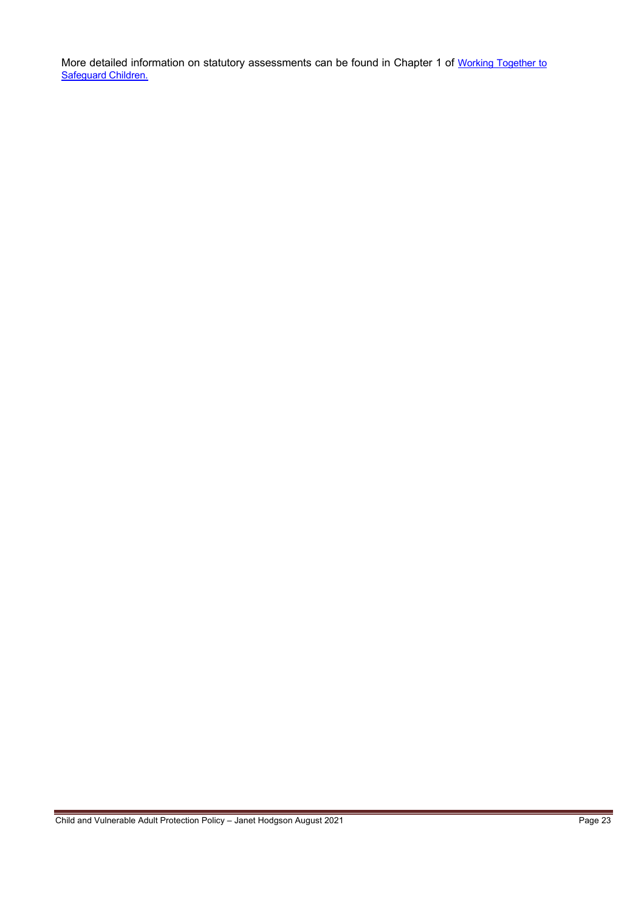More detailed information on statutory assessments can be found in Chapter 1 of [Working Together to Safeguard Children.]()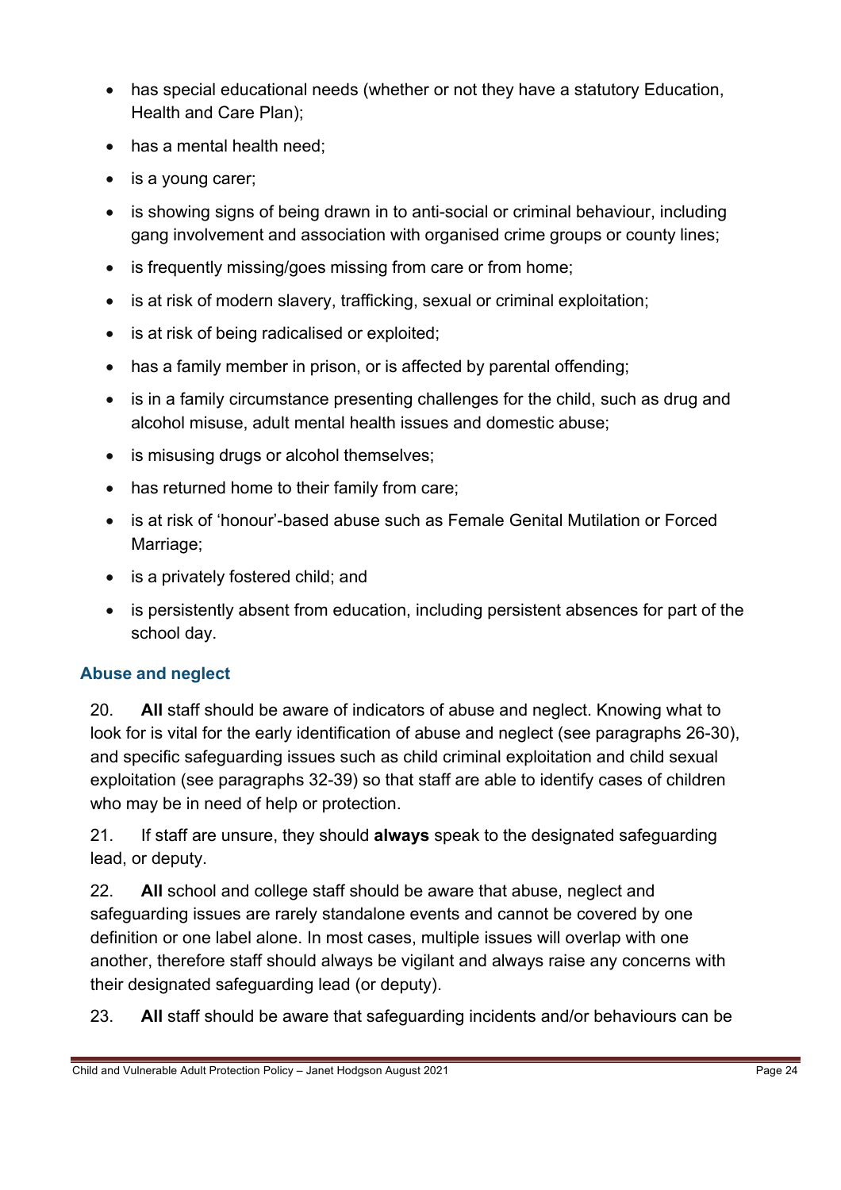- has special educational needs (whether or not they have a statutory Education, Health and Care Plan);
- has a mental health need;
- is a young carer;
- is showing signs of being drawn in to anti-social or criminal behaviour, including gang involvement and association with organised crime groups or county lines;
- is frequently missing/goes missing from care or from home;
- is at risk of modern slavery, trafficking, sexual or criminal exploitation;
- is at risk of being radicalised or exploited;
- has a family member in prison, or is affected by parental offending;
- is in a family circumstance presenting challenges for the child, such as drug and alcohol misuse, adult mental health issues and domestic abuse;
- is misusing drugs or alcohol themselves;
- has returned home to their family from care;
- is at risk of 'honour'-based abuse such as Female Genital Mutilation or Forced Marriage;
- is a privately fostered child; and
- is persistently absent from education, including persistent absences for part of the school day.

### Abuse and neglect

20. **All** staff should be aware of indicators of abuse and neglect. Knowing what to look for is vital for the early identification of abuse and neglect (see paragraphs 26-30), and specific safeguarding issues such as child criminal exploitation and child sexual exploitation (see paragraphs 32-39) so that staff are able to identify cases of children who may be in need of help or protection.

21. If staff are unsure, they should **always** speak to the designated safeguarding lead, or deputy.

22. **All** school and college staff should be aware that abuse, neglect and safeguarding issues are rarely standalone events and cannot be covered by one definition or one label alone. In most cases, multiple issues will overlap with one another, therefore staff should always be vigilant and always raise any concerns with their designated safeguarding lead (or deputy).

23. **All** staff should be aware that safeguarding incidents and/or behaviours can be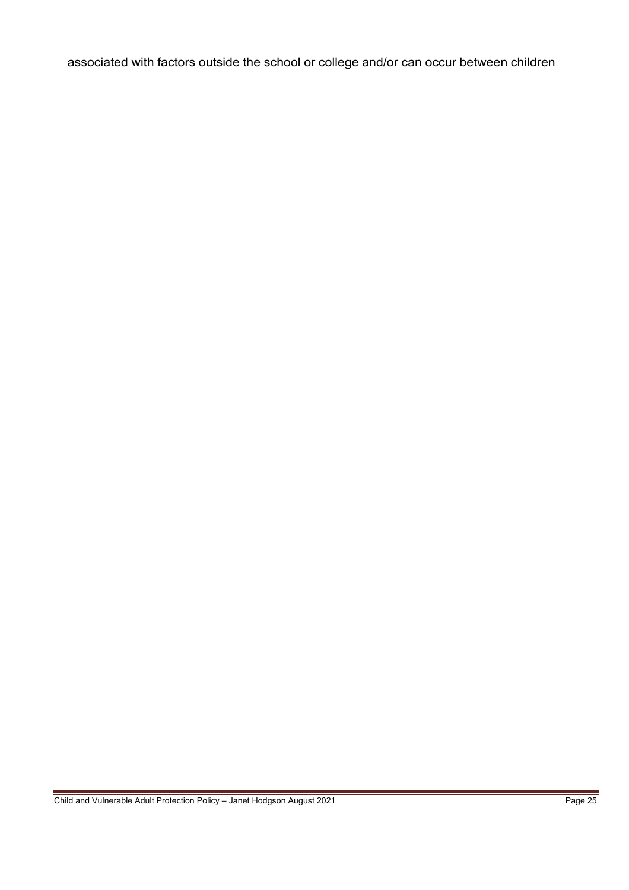associated with factors outside the school or college and/or can occur between children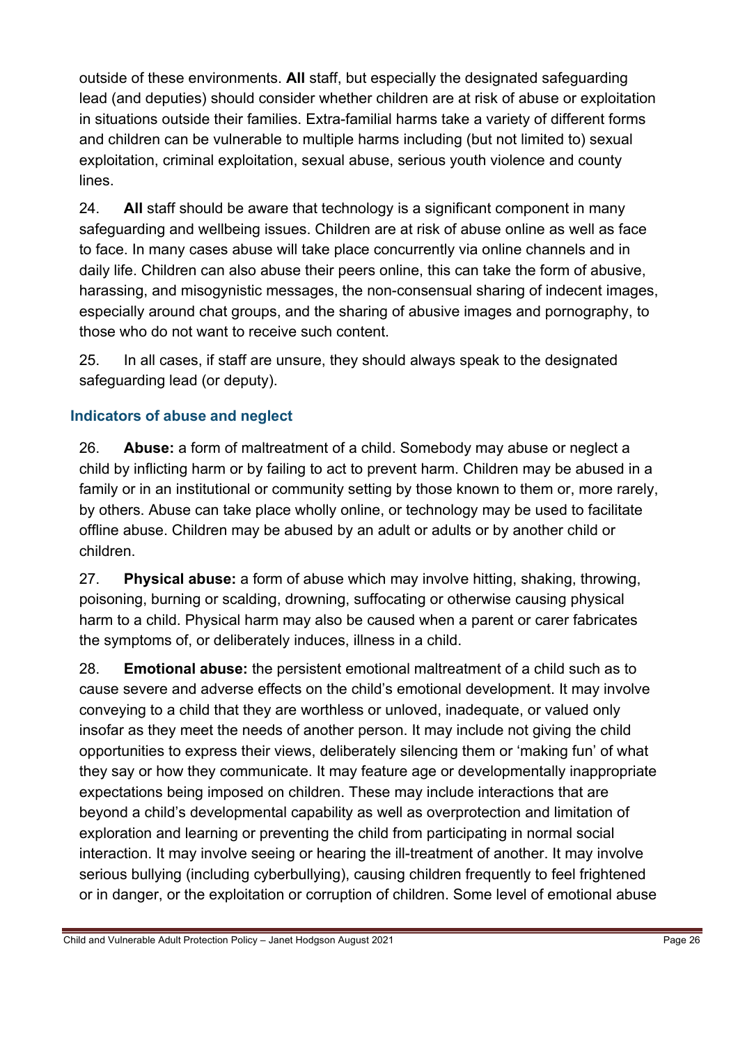outside of these environments. **All** staff, but especially the designated safeguarding lead (and deputies) should consider whether children are at risk of abuse or exploitation in situations outside their families. Extra-familial harms take a variety of different forms and children can be vulnerable to multiple harms including (but not limited to) sexual exploitation, criminal exploitation, sexual abuse, serious youth violence and county lines.

24. **All** staff should be aware that technology is a significant component in many safeguarding and wellbeing issues. Children are at risk of abuse online as well as face to face. In many cases abuse will take place concurrently via online channels and in daily life. Children can also abuse their peers online, this can take the form of abusive, harassing, and misogynistic messages, the non-consensual sharing of indecent images, especially around chat groups, and the sharing of abusive images and pornography, to those who do not want to receive such content.

25. In all cases, if staff are unsure, they should always speak to the designated safeguarding lead (or deputy).

### Indicators of abuse and neglect

26. **Abuse:** a form of maltreatment of a child. Somebody may abuse or neglect a child by inflicting harm or by failing to act to prevent harm. Children may be abused in a family or in an institutional or community setting by those known to them or, more rarely, by others. Abuse can take place wholly online, or technology may be used to facilitate offline abuse. Children may be abused by an adult or adults or by another child or children.

27. **Physical abuse:** a form of abuse which may involve hitting, shaking, throwing, poisoning, burning or scalding, drowning, suffocating or otherwise causing physical harm to a child. Physical harm may also be caused when a parent or carer fabricates the symptoms of, or deliberately induces, illness in a child.

28. **Emotional abuse:** the persistent emotional maltreatment of a child such as to cause severe and adverse effects on the child's emotional development. It may involve conveying to a child that they are worthless or unloved, inadequate, or valued only insofar as they meet the needs of another person. It may include not giving the child opportunities to express their views, deliberately silencing them or 'making fun' of what they say or how they communicate. It may feature age or developmentally inappropriate expectations being imposed on children. These may include interactions that are beyond a child's developmental capability as well as overprotection and limitation of exploration and learning or preventing the child from participating in normal social interaction. It may involve seeing or hearing the ill-treatment of another. It may involve serious bullying (including cyberbullying), causing children frequently to feel frightened or in danger, or the exploitation or corruption of children. Some level of emotional abuse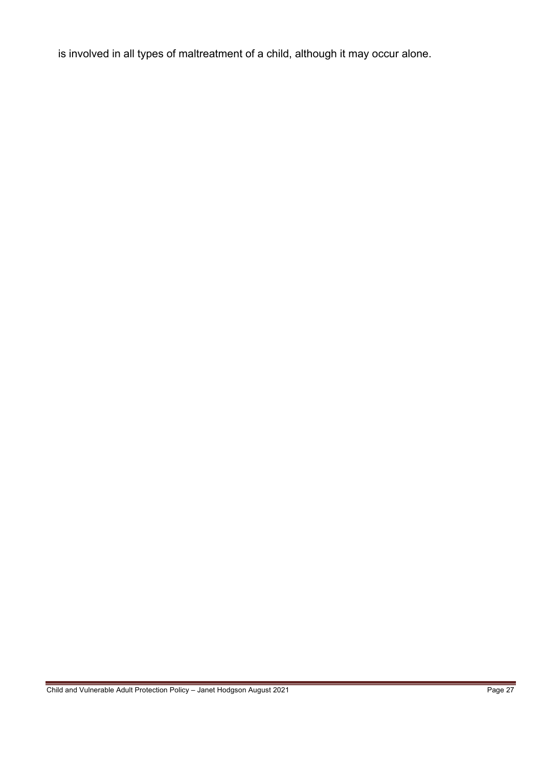is involved in all types of maltreatment of a child, although it may occur alone.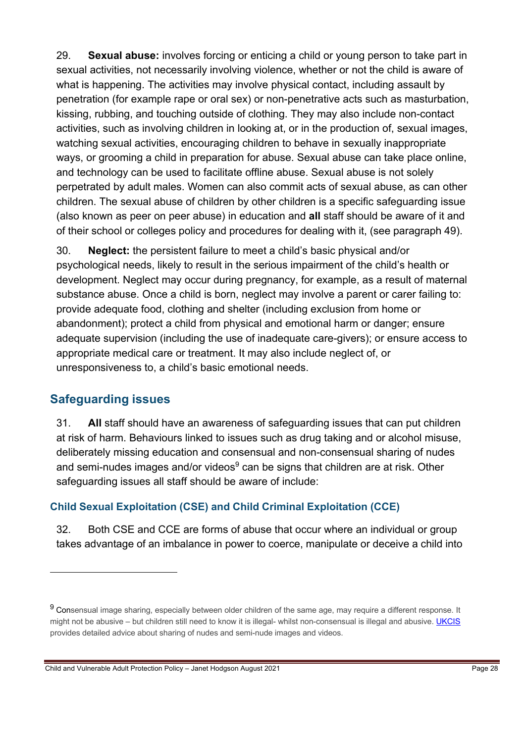29. **Sexual abuse:** involves forcing or enticing a child or young person to take part in sexual activities, not necessarily involving violence, whether or not the child is aware of what is happening. The activities may involve physical contact, including assault by penetration (for example rape or oral sex) or non-penetrative acts such as masturbation, kissing, rubbing, and touching outside of clothing. They may also include non-contact activities, such as involving children in looking at, or in the production of, sexual images, watching sexual activities, encouraging children to behave in sexually inappropriate ways, or grooming a child in preparation for abuse. Sexual abuse can take place online, and technology can be used to facilitate offline abuse. Sexual abuse is not solely perpetrated by adult males. Women can also commit acts of sexual abuse, as can other children. The sexual abuse of children by other children is a specific safeguarding issue (also known as peer on peer abuse) in education and **all** staff should be aware of it and of their school or colleges policy and procedures for dealing with it, (see paragraph 49).

30. **Neglect:** the persistent failure to meet a child's basic physical and/or psychological needs, likely to result in the serious impairment of the child's health or development. Neglect may occur during pregnancy, for example, as a result of maternal substance abuse. Once a child is born, neglect may involve a parent or carer failing to: provide adequate food, clothing and shelter (including exclusion from home or abandonment); protect a child from physical and emotional harm or danger; ensure adequate supervision (including the use of inadequate care-givers); or ensure access to appropriate medical care or treatment. It may also include neglect of, or unresponsiveness to, a child's basic emotional needs.

## Safeguarding issues

31. **All** staff should have an awareness of safeguarding issues that can put children at risk of harm. Behaviours linked to issues such as drug taking and or alcohol misuse, deliberately missing education and consensual and non-consensual sharing of nudes and semi-nudes images and/or videos[9] can be signs that children are at risk. Other safeguarding issues all staff should be aware of include:

### Child Sexual Exploitation (CSE) and Child Criminal Exploitation (CCE)

32. Both CSE and CCE are forms of abuse that occur where an individual or group takes advantage of an imbalance in power to coerce, manipulate or deceive a child into

---

[9] Consensual image sharing, especially between older children of the same age, may require a different response. It might not be abusive – but children still need to know it is illegal- whilst non-consensual is illegal and abusive. UKCIS provides detailed advice about sharing of nudes and semi-nude images and videos.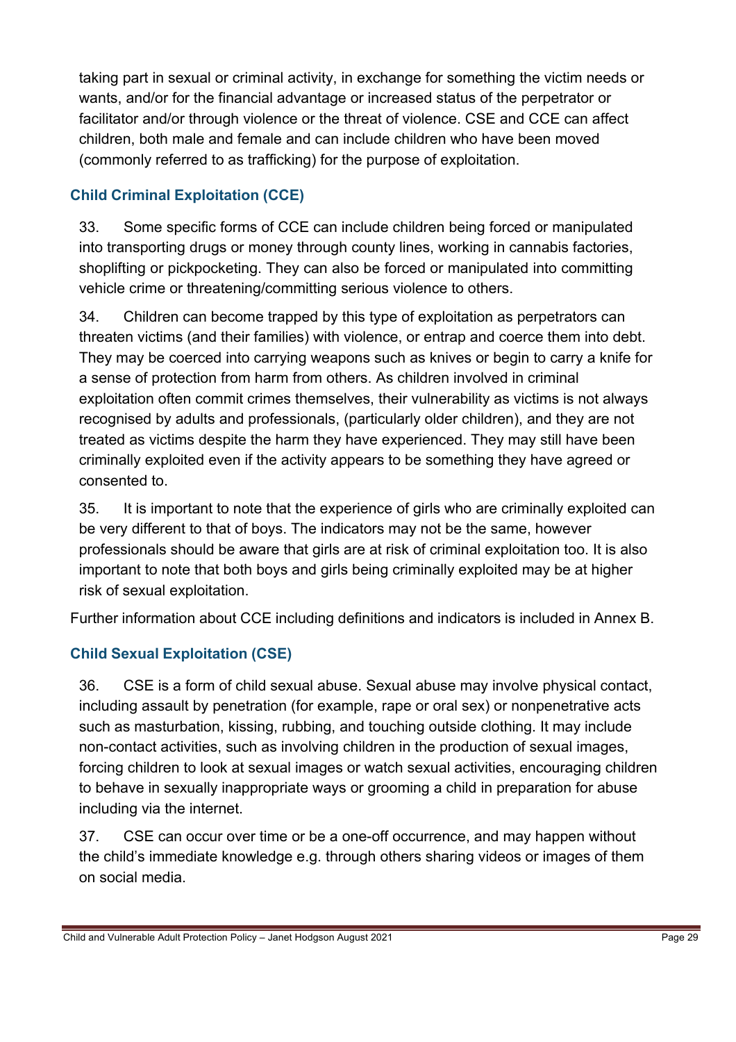taking part in sexual or criminal activity, in exchange for something the victim needs or wants, and/or for the financial advantage or increased status of the perpetrator or facilitator and/or through violence or the threat of violence. CSE and CCE can affect children, both male and female and can include children who have been moved (commonly referred to as trafficking) for the purpose of exploitation.

### Child Criminal Exploitation (CCE)

33. Some specific forms of CCE can include children being forced or manipulated into transporting drugs or money through county lines, working in cannabis factories, shoplifting or pickpocketing. They can also be forced or manipulated into committing vehicle crime or threatening/committing serious violence to others.

34. Children can become trapped by this type of exploitation as perpetrators can threaten victims (and their families) with violence, or entrap and coerce them into debt. They may be coerced into carrying weapons such as knives or begin to carry a knife for a sense of protection from harm from others. As children involved in criminal exploitation often commit crimes themselves, their vulnerability as victims is not always recognised by adults and professionals, (particularly older children), and they are not treated as victims despite the harm they have experienced. They may still have been criminally exploited even if the activity appears to be something they have agreed or consented to.

35. It is important to note that the experience of girls who are criminally exploited can be very different to that of boys. The indicators may not be the same, however professionals should be aware that girls are at risk of criminal exploitation too. It is also important to note that both boys and girls being criminally exploited may be at higher risk of sexual exploitation.

Further information about CCE including definitions and indicators is included in Annex B.

### Child Sexual Exploitation (CSE)

36. CSE is a form of child sexual abuse. Sexual abuse may involve physical contact, including assault by penetration (for example, rape or oral sex) or nonpenetrative acts such as masturbation, kissing, rubbing, and touching outside clothing. It may include non-contact activities, such as involving children in the production of sexual images, forcing children to look at sexual images or watch sexual activities, encouraging children to behave in sexually inappropriate ways or grooming a child in preparation for abuse including via the internet.

37. CSE can occur over time or be a one-off occurrence, and may happen without the child's immediate knowledge e.g. through others sharing videos or images of them on social media.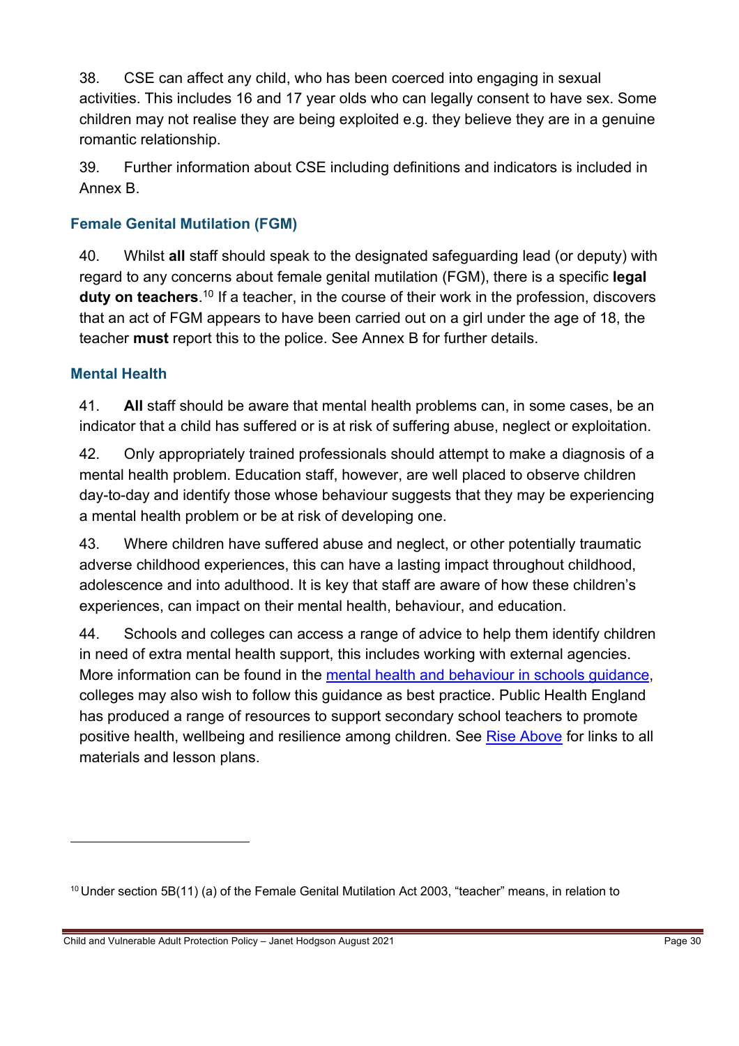38. CSE can affect any child, who has been coerced into engaging in sexual activities. This includes 16 and 17 year olds who can legally consent to have sex. Some children may not realise they are being exploited e.g. they believe they are in a genuine romantic relationship.

39. Further information about CSE including definitions and indicators is included in Annex B.

### Female Genital Mutilation (FGM)

40. Whilst **all** staff should speak to the designated safeguarding lead (or deputy) with regard to any concerns about female genital mutilation (FGM), there is a specific **legal duty on teachers**.[10] If a teacher, in the course of their work in the profession, discovers that an act of FGM appears to have been carried out on a girl under the age of 18, the teacher **must** report this to the police. See Annex B for further details.

### Mental Health

41. **All** staff should be aware that mental health problems can, in some cases, be an indicator that a child has suffered or is at risk of suffering abuse, neglect or exploitation.

42. Only appropriately trained professionals should attempt to make a diagnosis of a mental health problem. Education staff, however, are well placed to observe children day-to-day and identify those whose behaviour suggests that they may be experiencing a mental health problem or be at risk of developing one.

43. Where children have suffered abuse and neglect, or other potentially traumatic adverse childhood experiences, this can have a lasting impact throughout childhood, adolescence and into adulthood. It is key that staff are aware of how these children's experiences, can impact on their mental health, behaviour, and education.

44. Schools and colleges can access a range of advice to help them identify children in need of extra mental health support, this includes working with external agencies. More information can be found in the mental health and behaviour in schools guidance, colleges may also wish to follow this guidance as best practice. Public Health England has produced a range of resources to support secondary school teachers to promote positive health, wellbeing and resilience among children. See Rise Above for links to all materials and lesson plans.

---

[10] Under section 5B(11) (a) of the Female Genital Mutilation Act 2003, "teacher" means, in relation to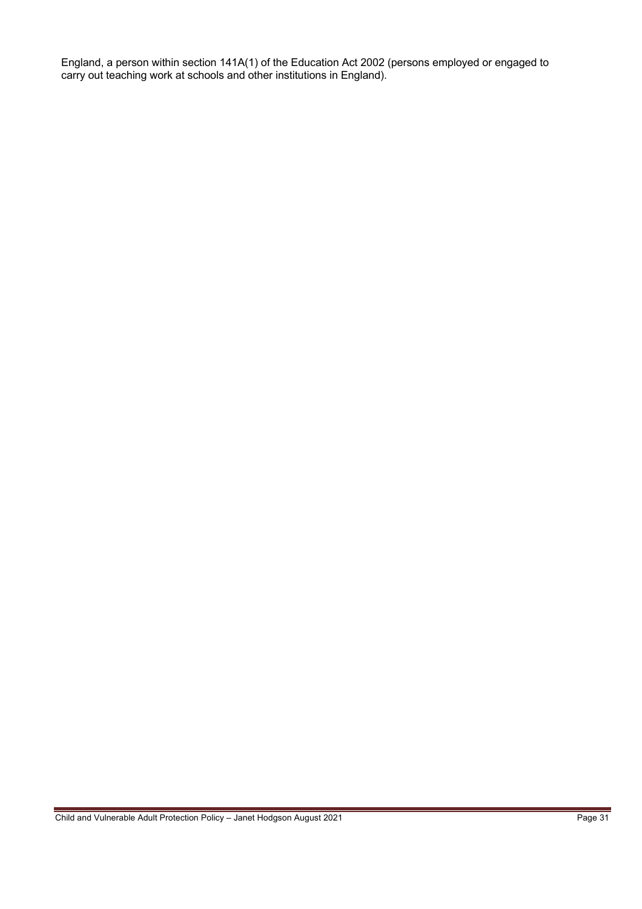England, a person within section 141A(1) of the Education Act 2002 (persons employed or engaged to carry out teaching work at schools and other institutions in England).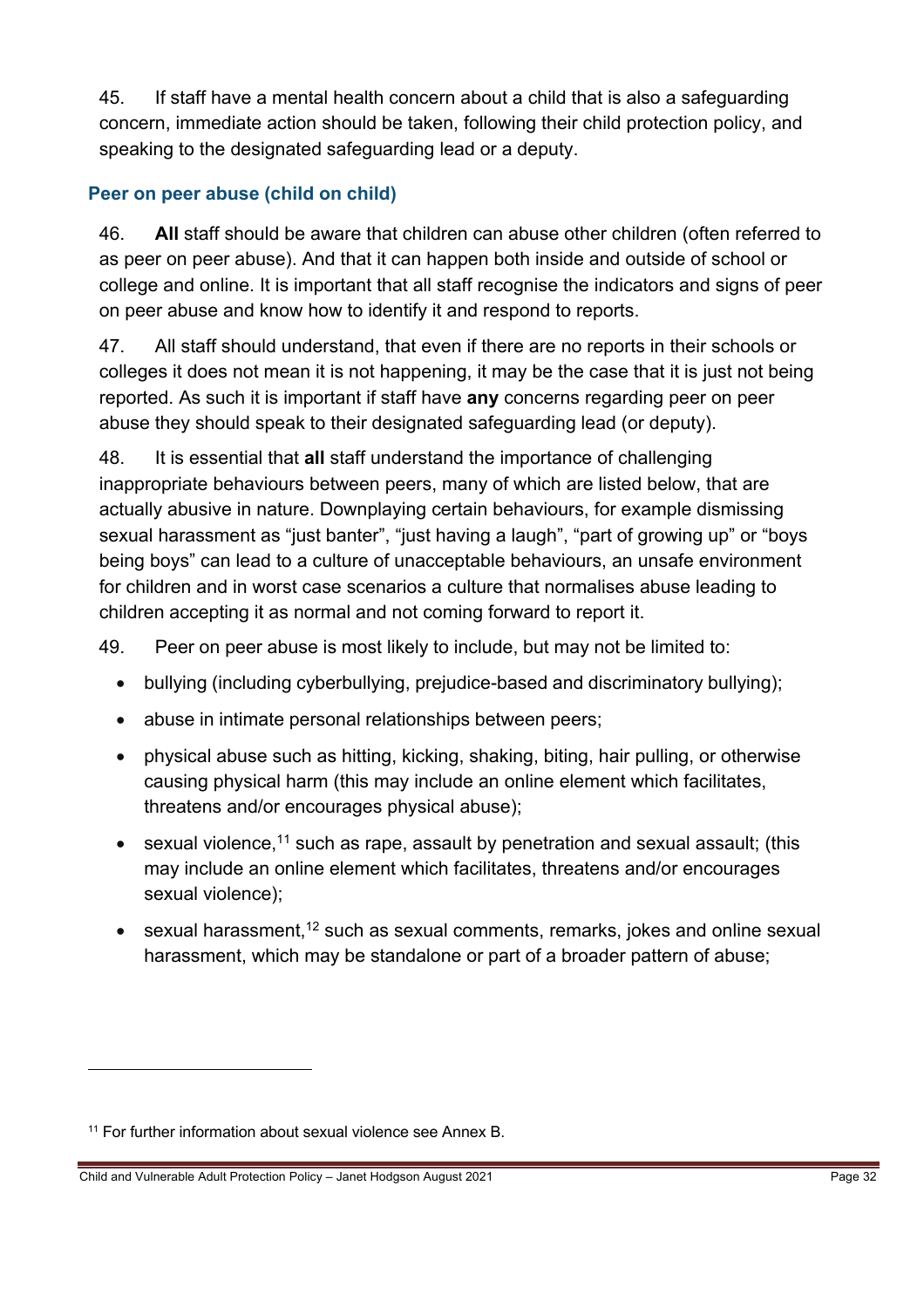45. If staff have a mental health concern about a child that is also a safeguarding concern, immediate action should be taken, following their child protection policy, and speaking to the designated safeguarding lead or a deputy.

### Peer on peer abuse (child on child)

46. **All** staff should be aware that children can abuse other children (often referred to as peer on peer abuse). And that it can happen both inside and outside of school or college and online. It is important that all staff recognise the indicators and signs of peer on peer abuse and know how to identify it and respond to reports.

47. All staff should understand, that even if there are no reports in their schools or colleges it does not mean it is not happening, it may be the case that it is just not being reported. As such it is important if staff have **any** concerns regarding peer on peer abuse they should speak to their designated safeguarding lead (or deputy).

48. It is essential that **all** staff understand the importance of challenging inappropriate behaviours between peers, many of which are listed below, that are actually abusive in nature. Downplaying certain behaviours, for example dismissing sexual harassment as "just banter", "just having a laugh", "part of growing up" or "boys being boys" can lead to a culture of unacceptable behaviours, an unsafe environment for children and in worst case scenarios a culture that normalises abuse leading to children accepting it as normal and not coming forward to report it.

49. Peer on peer abuse is most likely to include, but may not be limited to:

- bullying (including cyberbullying, prejudice-based and discriminatory bullying);
- abuse in intimate personal relationships between peers;
- physical abuse such as hitting, kicking, shaking, biting, hair pulling, or otherwise causing physical harm (this may include an online element which facilitates, threatens and/or encourages physical abuse);
- sexual violence,[11] such as rape, assault by penetration and sexual assault; (this may include an online element which facilitates, threatens and/or encourages sexual violence);
- sexual harassment,[12] such as sexual comments, remarks, jokes and online sexual harassment, which may be standalone or part of a broader pattern of abuse;

---

[11] For further information about sexual violence see Annex B.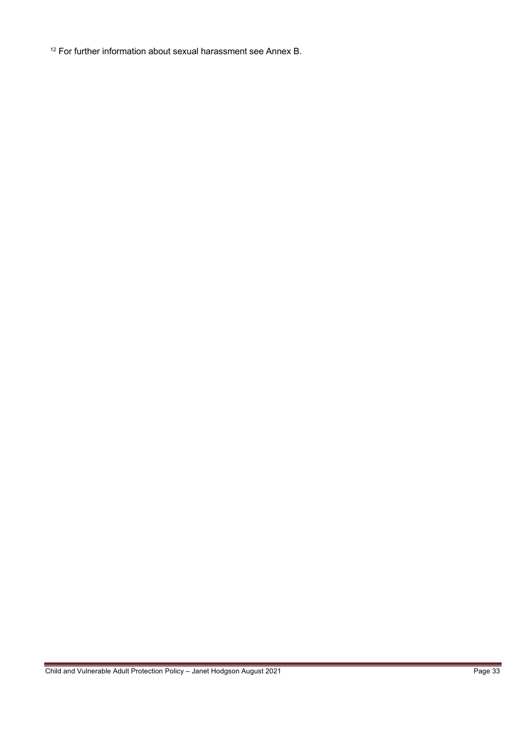[12] For further information about sexual harassment see Annex B.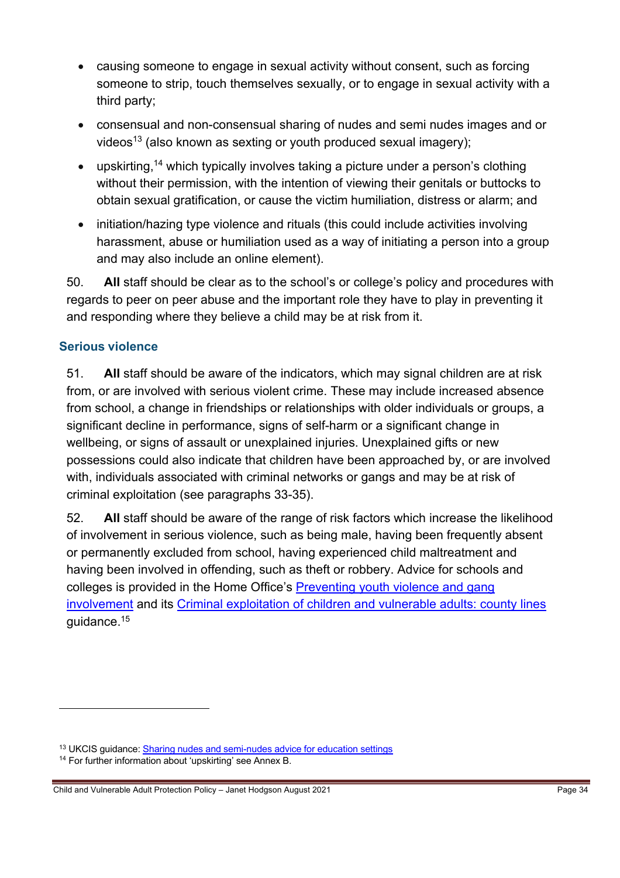- causing someone to engage in sexual activity without consent, such as forcing someone to strip, touch themselves sexually, or to engage in sexual activity with a third party;
- consensual and non-consensual sharing of nudes and semi nudes images and or videos[13] (also known as sexting or youth produced sexual imagery);
- upskirting,[14] which typically involves taking a picture under a person's clothing without their permission, with the intention of viewing their genitals or buttocks to obtain sexual gratification, or cause the victim humiliation, distress or alarm; and
- initiation/hazing type violence and rituals (this could include activities involving harassment, abuse or humiliation used as a way of initiating a person into a group and may also include an online element).

50. **All** staff should be clear as to the school's or college's policy and procedures with regards to peer on peer abuse and the important role they have to play in preventing it and responding where they believe a child may be at risk from it.

### Serious violence

51. **All** staff should be aware of the indicators, which may signal children are at risk from, or are involved with serious violent crime. These may include increased absence from school, a change in friendships or relationships with older individuals or groups, a significant decline in performance, signs of self-harm or a significant change in wellbeing, or signs of assault or unexplained injuries. Unexplained gifts or new possessions could also indicate that children have been approached by, or are involved with, individuals associated with criminal networks or gangs and may be at risk of criminal exploitation (see paragraphs 33-35).

52. **All** staff should be aware of the range of risk factors which increase the likelihood of involvement in serious violence, such as being male, having been frequently absent or permanently excluded from school, having experienced child maltreatment and having been involved in offending, such as theft or robbery. Advice for schools and colleges is provided in the Home Office's Preventing youth violence and gang involvement and its Criminal exploitation of children and vulnerable adults: county lines guidance.[15]

---

[13] UKCIS guidance: Sharing nudes and semi-nudes advice for education settings

[14] For further information about 'upskirting' see Annex B.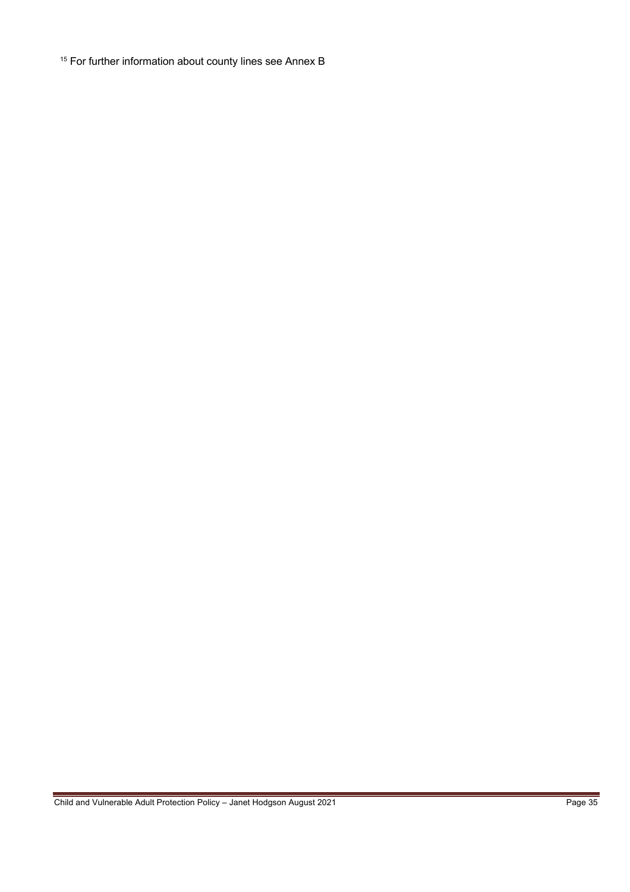[15] For further information about county lines see Annex B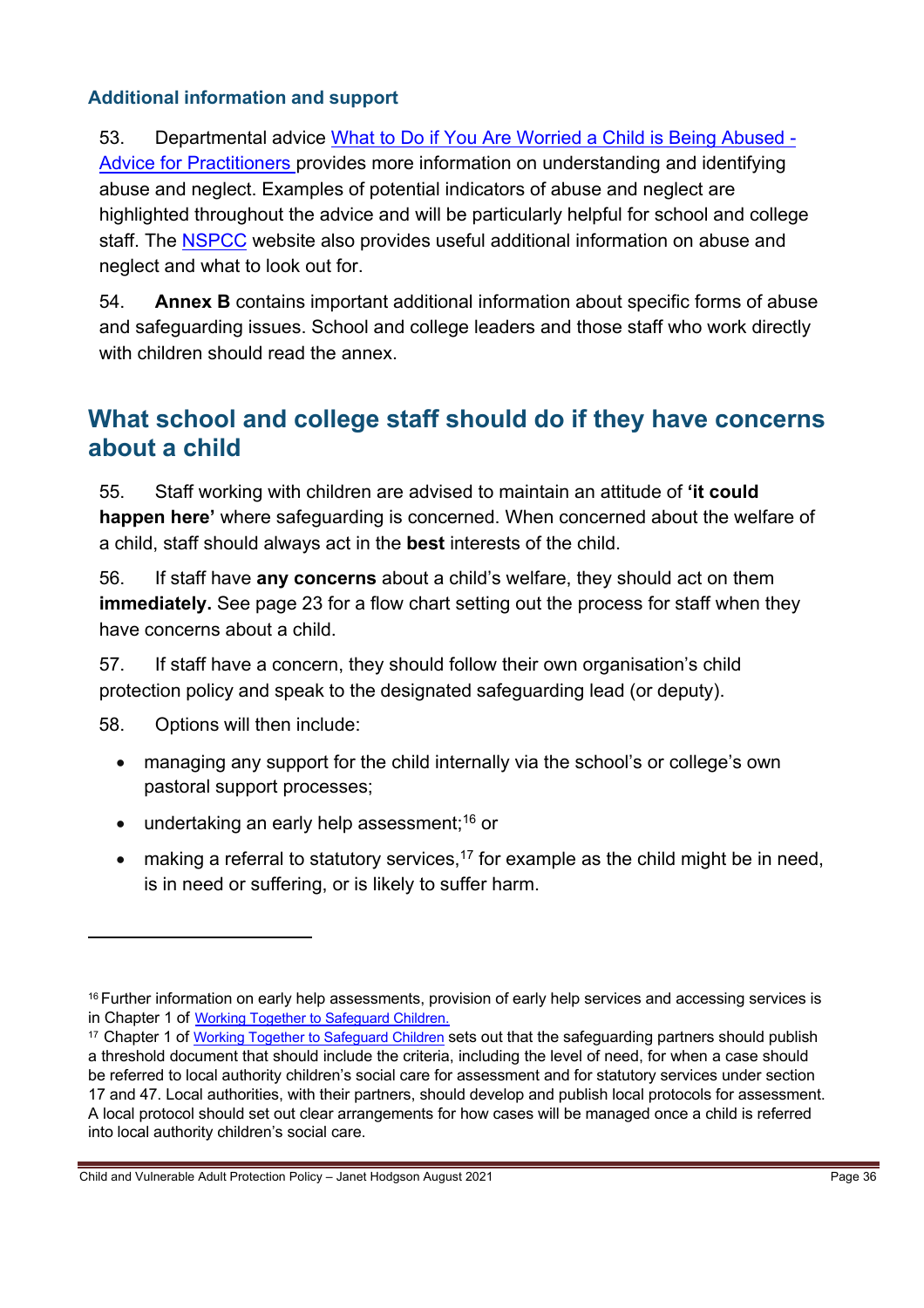### Additional information and support

53. Departmental advice What to Do if You Are Worried a Child is Being Abused - Advice for Practitioners provides more information on understanding and identifying abuse and neglect. Examples of potential indicators of abuse and neglect are highlighted throughout the advice and will be particularly helpful for school and college staff. The NSPCC website also provides useful additional information on abuse and neglect and what to look out for.

54. **Annex B** contains important additional information about specific forms of abuse and safeguarding issues. School and college leaders and those staff who work directly with children should read the annex.

## What school and college staff should do if they have concerns about a child

55. Staff working with children are advised to maintain an attitude of **'it could happen here'** where safeguarding is concerned. When concerned about the welfare of a child, staff should always act in the **best** interests of the child.

56. If staff have **any concerns** about a child's welfare, they should act on them **immediately.** See page 23 for a flow chart setting out the process for staff when they have concerns about a child.

57. If staff have a concern, they should follow their own organisation's child protection policy and speak to the designated safeguarding lead (or deputy).

58. Options will then include:

- managing any support for the child internally via the school's or college's own pastoral support processes;
- undertaking an early help assessment;[16] or
- making a referral to statutory services,[17] for example as the child might be in need, is in need or suffering, or is likely to suffer harm.

---

[16] Further information on early help assessments, provision of early help services and accessing services is in Chapter 1 of Working Together to Safeguard Children.

[17] Chapter 1 of Working Together to Safeguard Children sets out that the safeguarding partners should publish a threshold document that should include the criteria, including the level of need, for when a case should be referred to local authority children's social care for assessment and for statutory services under section 17 and 47. Local authorities, with their partners, should develop and publish local protocols for assessment. A local protocol should set out clear arrangements for how cases will be managed once a child is referred into local authority children's social care.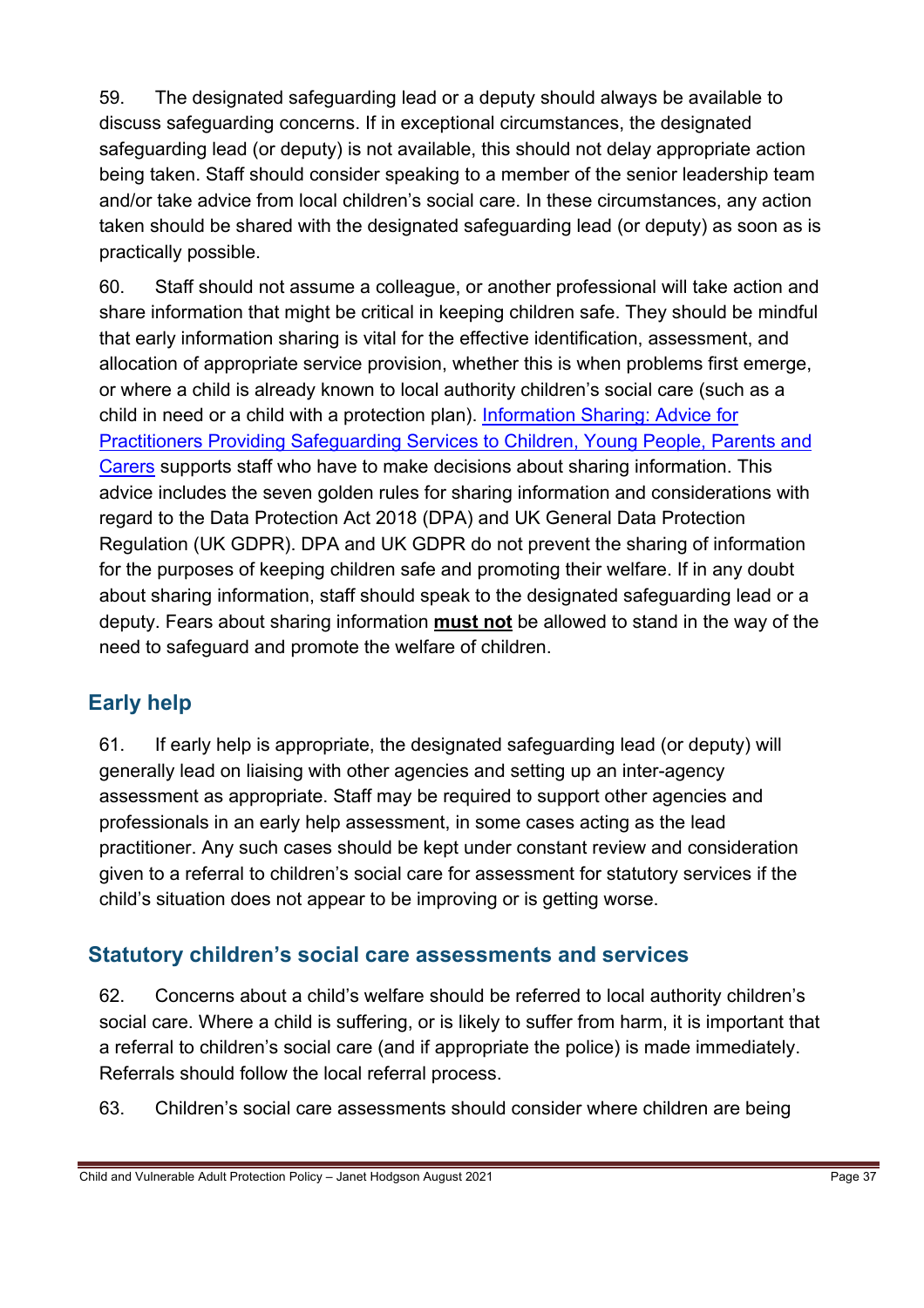59. The designated safeguarding lead or a deputy should always be available to discuss safeguarding concerns. If in exceptional circumstances, the designated safeguarding lead (or deputy) is not available, this should not delay appropriate action being taken. Staff should consider speaking to a member of the senior leadership team and/or take advice from local children's social care. In these circumstances, any action taken should be shared with the designated safeguarding lead (or deputy) as soon as is practically possible.

60. Staff should not assume a colleague, or another professional will take action and share information that might be critical in keeping children safe. They should be mindful that early information sharing is vital for the effective identification, assessment, and allocation of appropriate service provision, whether this is when problems first emerge, or where a child is already known to local authority children's social care (such as a child in need or a child with a protection plan). Information Sharing: Advice for Practitioners Providing Safeguarding Services to Children, Young People, Parents and Carers supports staff who have to make decisions about sharing information. This advice includes the seven golden rules for sharing information and considerations with regard to the Data Protection Act 2018 (DPA) and UK General Data Protection Regulation (UK GDPR). DPA and UK GDPR do not prevent the sharing of information for the purposes of keeping children safe and promoting their welfare. If in any doubt about sharing information, staff should speak to the designated safeguarding lead or a deputy. Fears about sharing information **must not** be allowed to stand in the way of the need to safeguard and promote the welfare of children.

## Early help

61. If early help is appropriate, the designated safeguarding lead (or deputy) will generally lead on liaising with other agencies and setting up an inter-agency assessment as appropriate. Staff may be required to support other agencies and professionals in an early help assessment, in some cases acting as the lead practitioner. Any such cases should be kept under constant review and consideration given to a referral to children's social care for assessment for statutory services if the child's situation does not appear to be improving or is getting worse.

## Statutory children's social care assessments and services

62. Concerns about a child's welfare should be referred to local authority children's social care. Where a child is suffering, or is likely to suffer from harm, it is important that a referral to children's social care (and if appropriate the police) is made immediately. Referrals should follow the local referral process.

63. Children's social care assessments should consider where children are being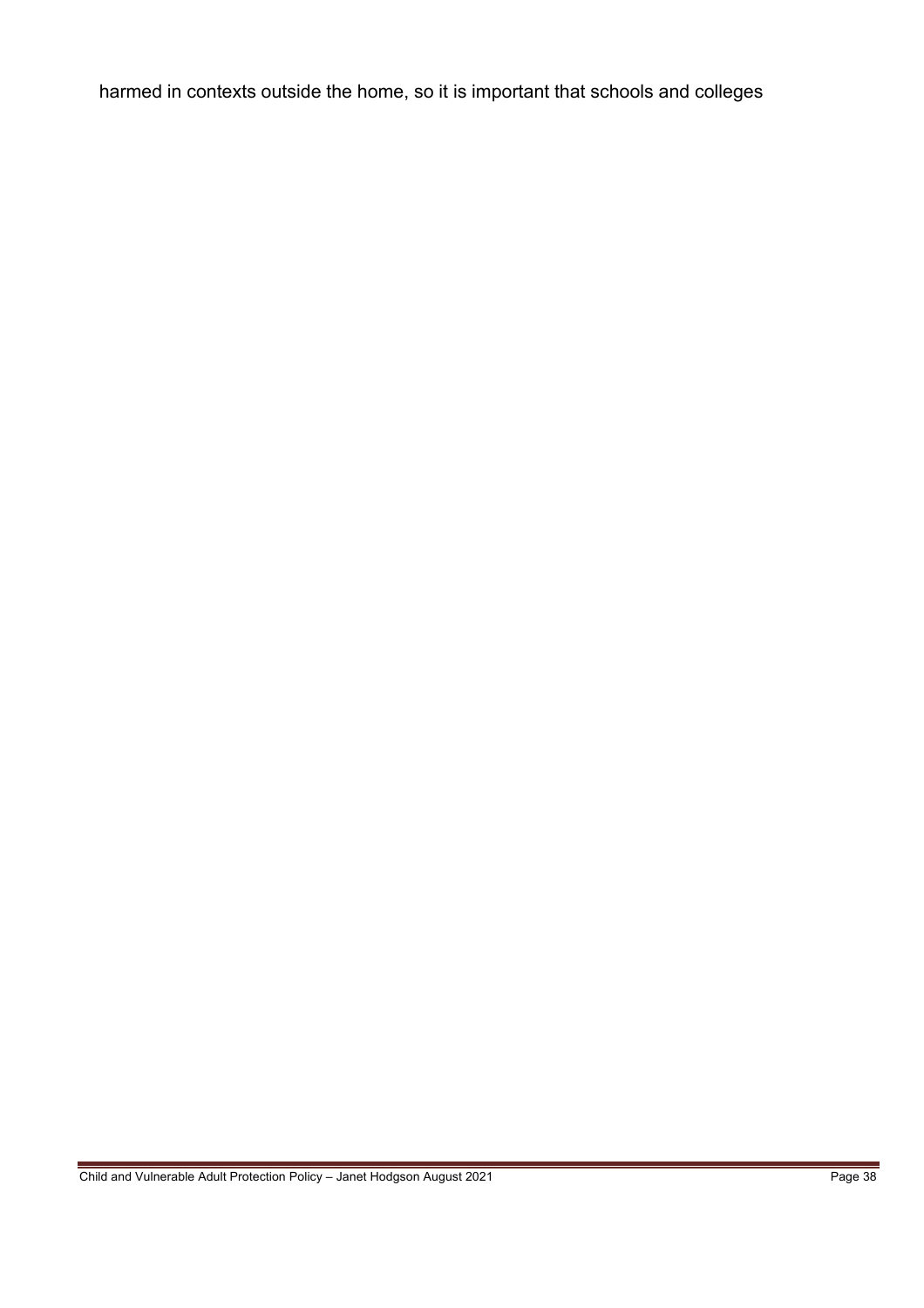harmed in contexts outside the home, so it is important that schools and colleges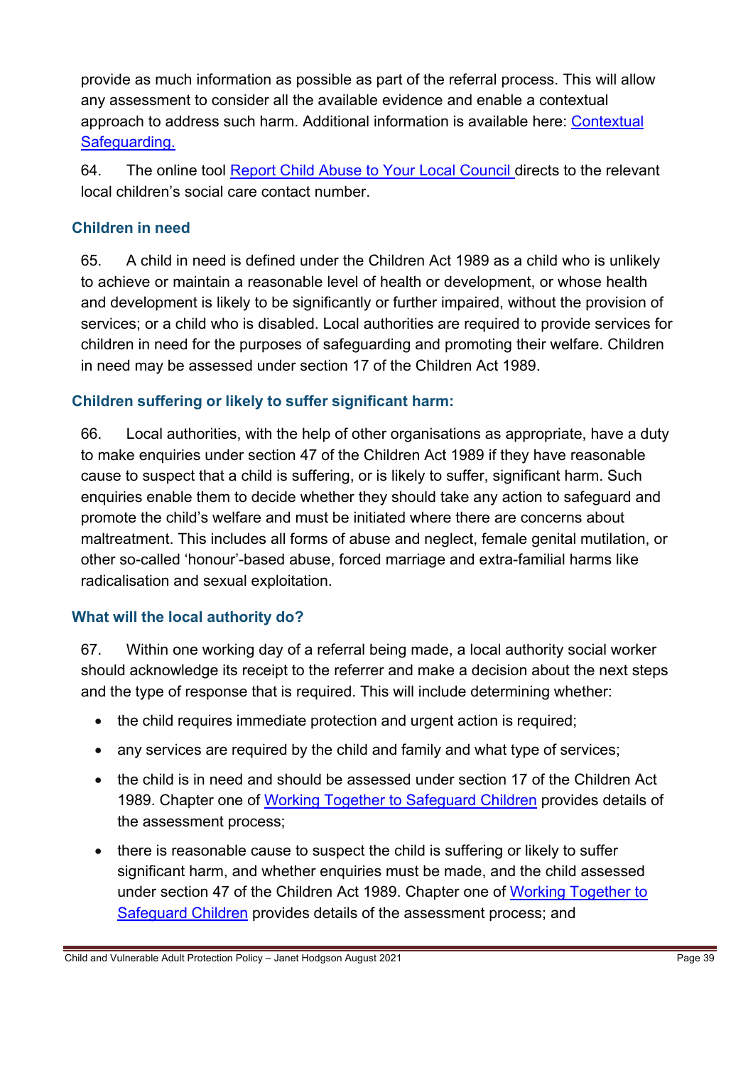provide as much information as possible as part of the referral process. This will allow any assessment to consider all the available evidence and enable a contextual approach to address such harm. Additional information is available here: [Contextual Safeguarding.]()

64. The online tool [Report Child Abuse to Your Local Council]() directs to the relevant local children's social care contact number.

### Children in need

65. A child in need is defined under the Children Act 1989 as a child who is unlikely to achieve or maintain a reasonable level of health or development, or whose health and development is likely to be significantly or further impaired, without the provision of services; or a child who is disabled. Local authorities are required to provide services for children in need for the purposes of safeguarding and promoting their welfare. Children in need may be assessed under section 17 of the Children Act 1989.

### Children suffering or likely to suffer significant harm:

66. Local authorities, with the help of other organisations as appropriate, have a duty to make enquiries under section 47 of the Children Act 1989 if they have reasonable cause to suspect that a child is suffering, or is likely to suffer, significant harm. Such enquiries enable them to decide whether they should take any action to safeguard and promote the child's welfare and must be initiated where there are concerns about maltreatment. This includes all forms of abuse and neglect, female genital mutilation, or other so-called 'honour'-based abuse, forced marriage and extra-familial harms like radicalisation and sexual exploitation.

### What will the local authority do?

67. Within one working day of a referral being made, a local authority social worker should acknowledge its receipt to the referrer and make a decision about the next steps and the type of response that is required. This will include determining whether:

- the child requires immediate protection and urgent action is required;
- any services are required by the child and family and what type of services;
- the child is in need and should be assessed under section 17 of the Children Act 1989. Chapter one of [Working Together to Safeguard Children]() provides details of the assessment process;
- there is reasonable cause to suspect the child is suffering or likely to suffer significant harm, and whether enquiries must be made, and the child assessed under section 47 of the Children Act 1989. Chapter one of [Working Together to Safeguard Children]() provides details of the assessment process; and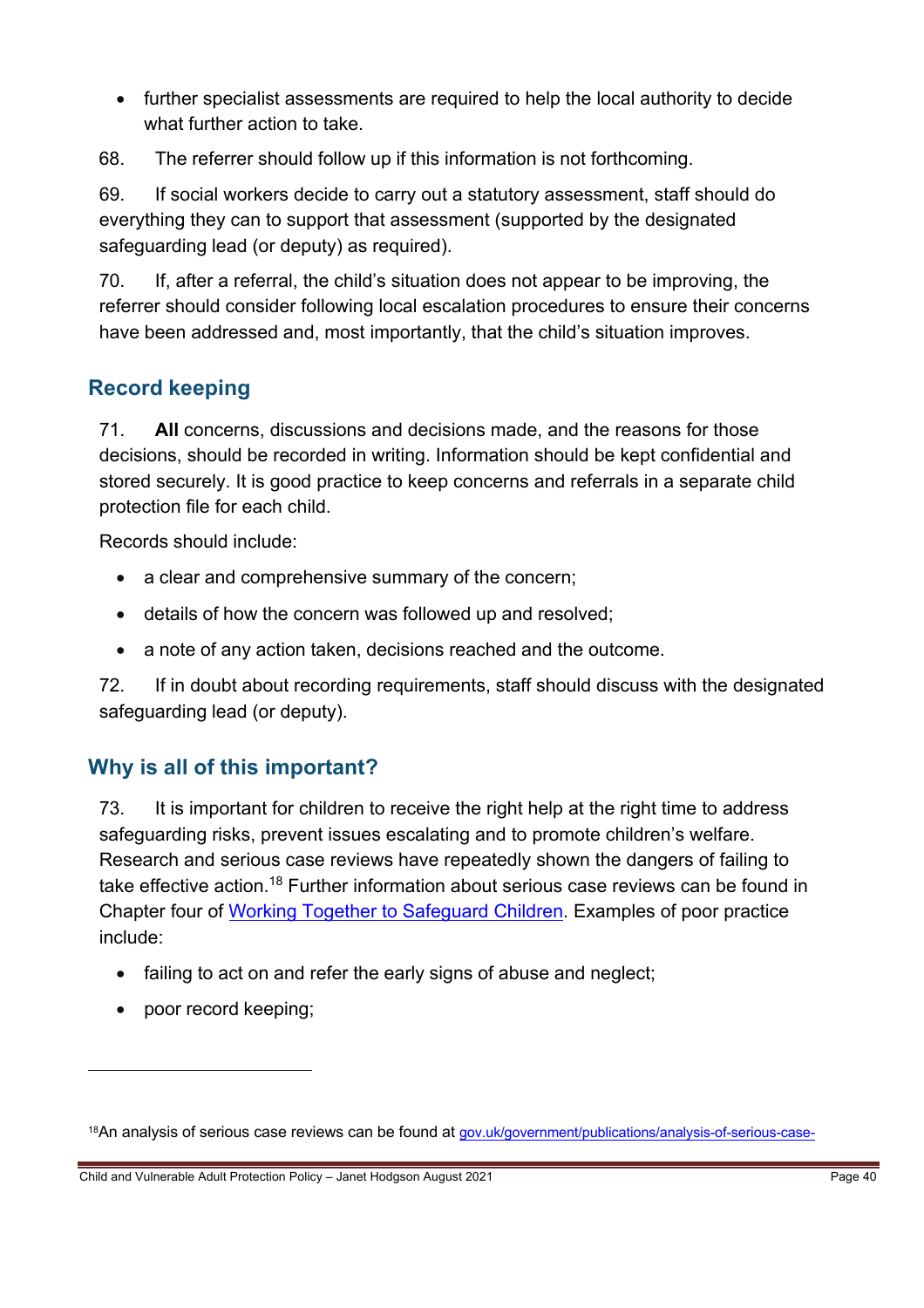- further specialist assessments are required to help the local authority to decide what further action to take.

68. The referrer should follow up if this information is not forthcoming.

69. If social workers decide to carry out a statutory assessment, staff should do everything they can to support that assessment (supported by the designated safeguarding lead (or deputy) as required).

70. If, after a referral, the child's situation does not appear to be improving, the referrer should consider following local escalation procedures to ensure their concerns have been addressed and, most importantly, that the child's situation improves.

## Record keeping

71. **All** concerns, discussions and decisions made, and the reasons for those decisions, should be recorded in writing. Information should be kept confidential and stored securely. It is good practice to keep concerns and referrals in a separate child protection file for each child.

Records should include:

- a clear and comprehensive summary of the concern;
- details of how the concern was followed up and resolved;
- a note of any action taken, decisions reached and the outcome.

72. If in doubt about recording requirements, staff should discuss with the designated safeguarding lead (or deputy).

## Why is all of this important?

73. It is important for children to receive the right help at the right time to address safeguarding risks, prevent issues escalating and to promote children's welfare. Research and serious case reviews have repeatedly shown the dangers of failing to take effective action.[18] Further information about serious case reviews can be found in Chapter four of Working Together to Safeguard Children. Examples of poor practice include:

- failing to act on and refer the early signs of abuse and neglect;
- poor record keeping;

[18] An analysis of serious case reviews can be found at gov.uk/government/publications/analysis-of-serious-case-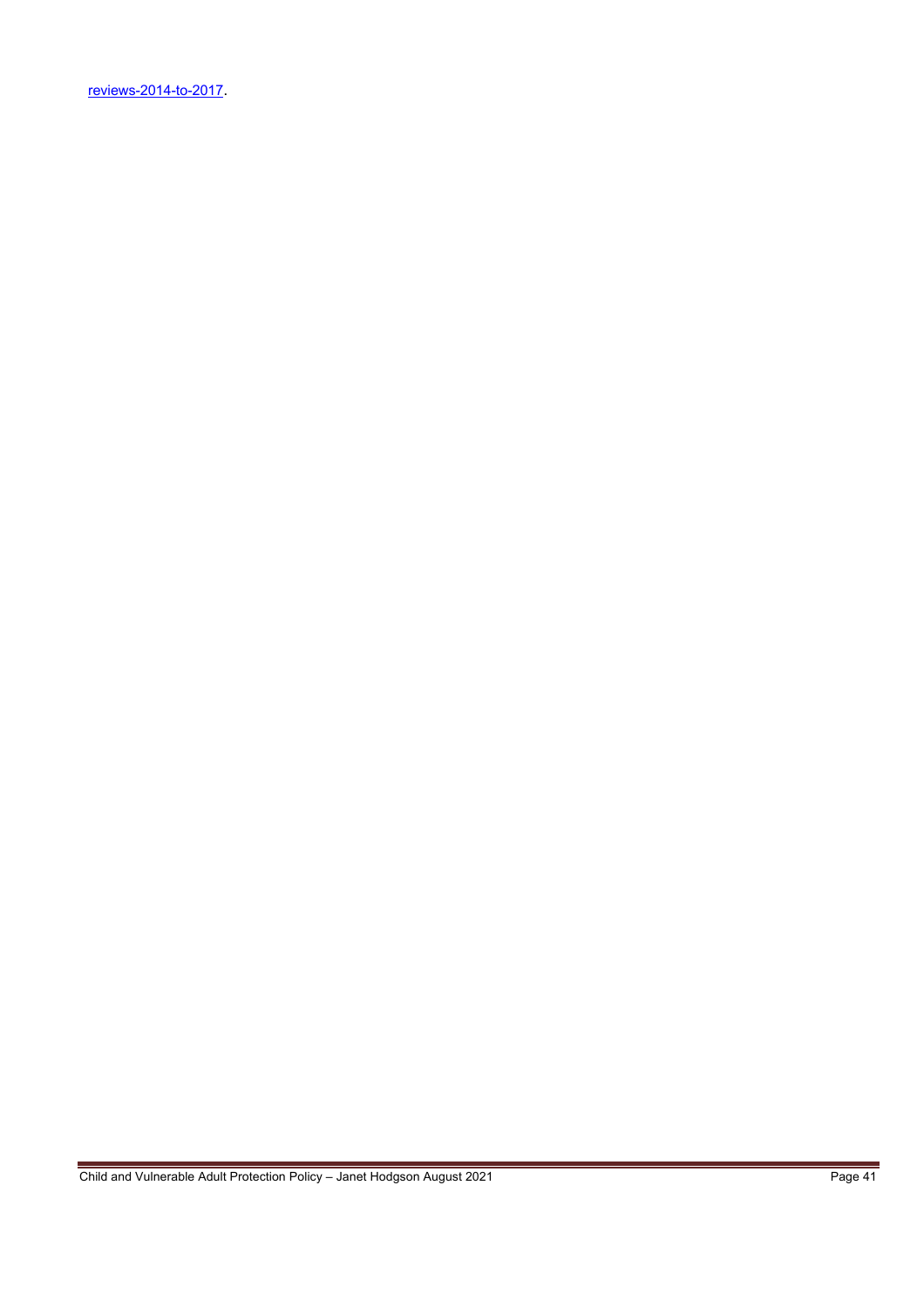reviews-2014-to-2017.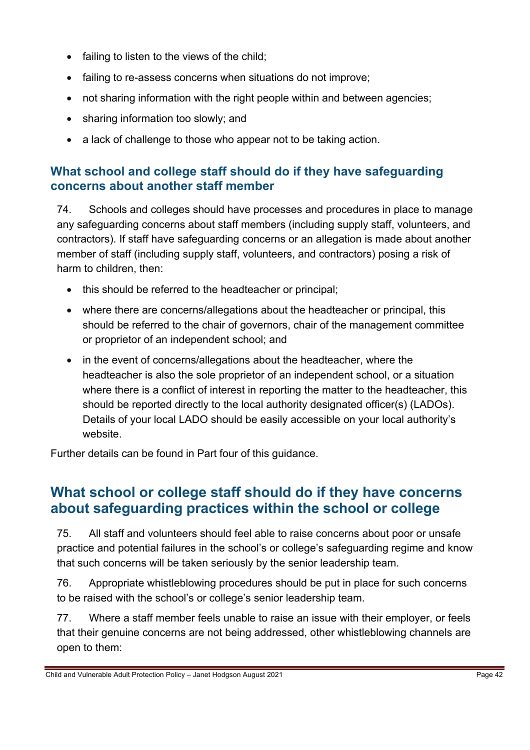- failing to listen to the views of the child;
- failing to re-assess concerns when situations do not improve;
- not sharing information with the right people within and between agencies;
- sharing information too slowly; and
- a lack of challenge to those who appear not to be taking action.

### What school and college staff should do if they have safeguarding concerns about another staff member

74. Schools and colleges should have processes and procedures in place to manage any safeguarding concerns about staff members (including supply staff, volunteers, and contractors). If staff have safeguarding concerns or an allegation is made about another member of staff (including supply staff, volunteers, and contractors) posing a risk of harm to children, then:

- this should be referred to the headteacher or principal;
- where there are concerns/allegations about the headteacher or principal, this should be referred to the chair of governors, chair of the management committee or proprietor of an independent school; and
- in the event of concerns/allegations about the headteacher, where the headteacher is also the sole proprietor of an independent school, or a situation where there is a conflict of interest in reporting the matter to the headteacher, this should be reported directly to the local authority designated officer(s) (LADOs). Details of your local LADO should be easily accessible on your local authority's website.

Further details can be found in Part four of this guidance.

## What school or college staff should do if they have concerns about safeguarding practices within the school or college

75. All staff and volunteers should feel able to raise concerns about poor or unsafe practice and potential failures in the school's or college's safeguarding regime and know that such concerns will be taken seriously by the senior leadership team.

76. Appropriate whistleblowing procedures should be put in place for such concerns to be raised with the school's or college's senior leadership team.

77. Where a staff member feels unable to raise an issue with their employer, or feels that their genuine concerns are not being addressed, other whistleblowing channels are open to them: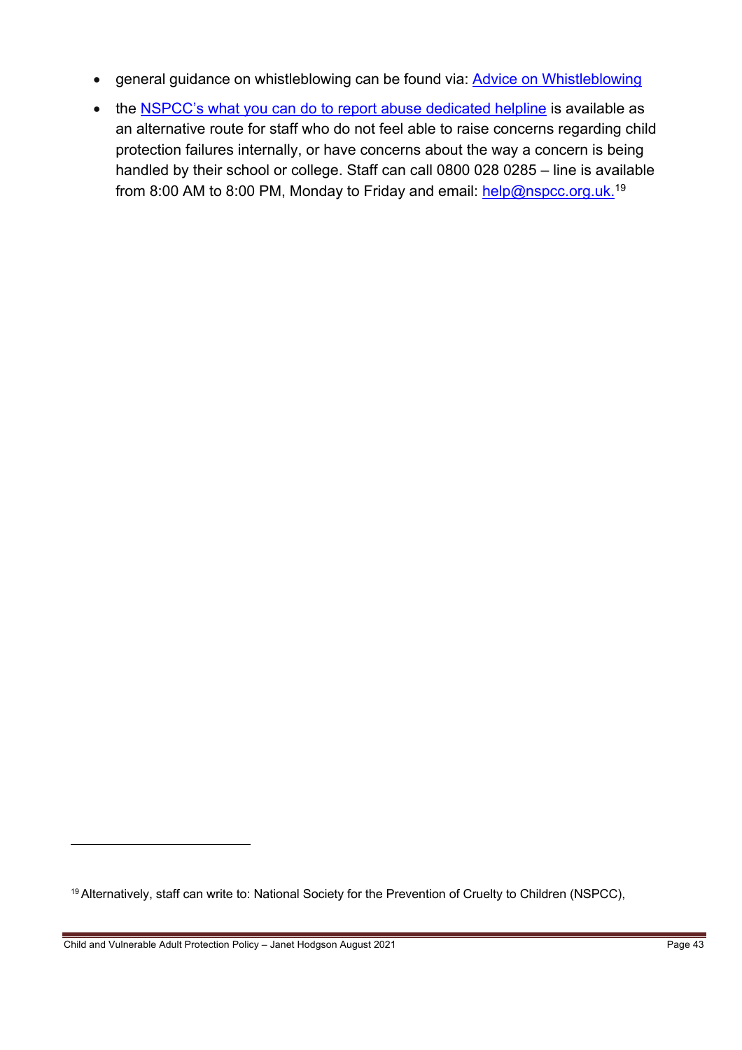- general guidance on whistleblowing can be found via: Advice on Whistleblowing
- the NSPCC's what you can do to report abuse dedicated helpline is available as an alternative route for staff who do not feel able to raise concerns regarding child protection failures internally, or have concerns about the way a concern is being handled by their school or college. Staff can call 0800 028 0285 – line is available from 8:00 AM to 8:00 PM, Monday to Friday and email: help@nspcc.org.uk.[19]

[19] Alternatively, staff can write to: National Society for the Prevention of Cruelty to Children (NSPCC),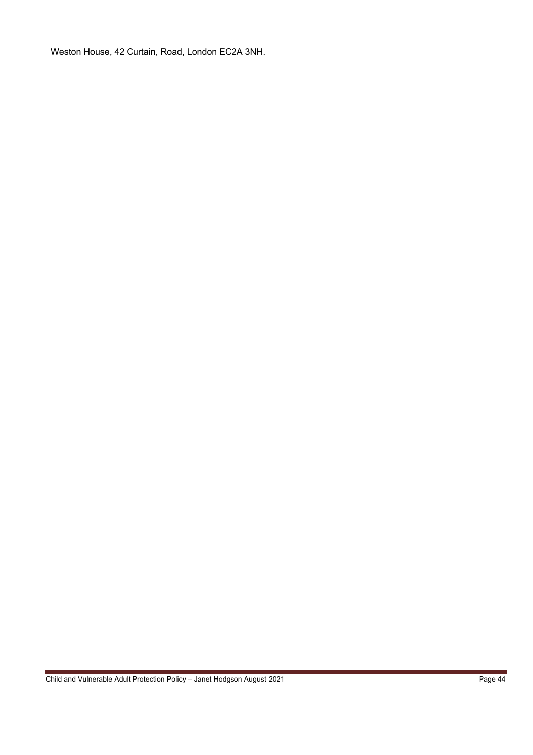Weston House, 42 Curtain, Road, London EC2A 3NH.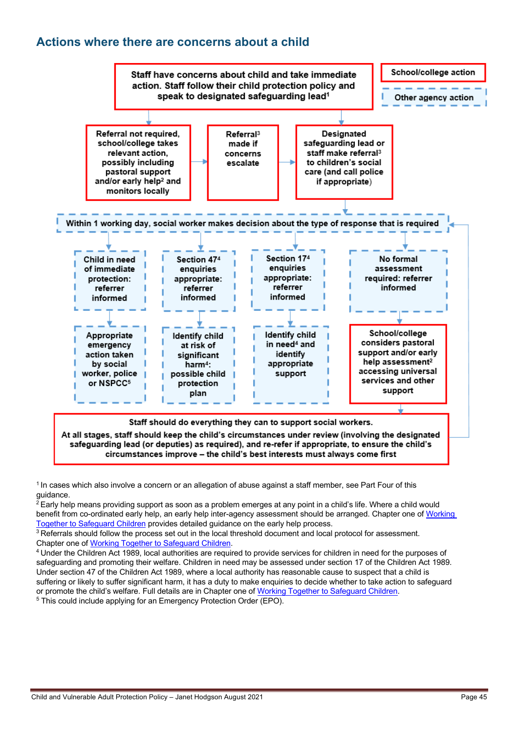## Actions where there are concerns about a child

School/college action

Other agency action

Staff have concerns about child and take immediate action. Staff follow their child protection policy and speak to designated safeguarding lead[1]

Referral not required, school/college takes relevant action, possibly including pastoral support and/or early help[2] and monitors locally

Referral[3] made if concerns escalate

Designated safeguarding lead or staff make referral[3] to children's social care (and call police if appropriate)

Within 1 working day, social worker makes decision about the type of response that is required

Child in need of immediate protection: referrer informed

Appropriate emergency action taken by social worker, police or NSPCC[5]

Section 47[4] enquiries appropriate: referrer informed

Identify child at risk of significant harm[4]: possible child protection plan

Section 17[4] enquiries appropriate: referrer informed

Identify child in need[4] and identify appropriate support

No formal assessment required: referrer informed

School/college considers pastoral support and/or early help assessment[2] accessing universal services and other support

Staff should do everything they can to support social workers.

At all stages, staff should keep the child's circumstances under review (involving the designated safeguarding lead (or deputies) as required), and re-refer if appropriate, to ensure the child's circumstances improve – the child's best interests must always come first

[1] In cases which also involve a concern or an allegation of abuse against a staff member, see Part Four of this guidance.

[2] Early help means providing support as soon as a problem emerges at any point in a child's life. Where a child would benefit from co-ordinated early help, an early help inter-agency assessment should be arranged. Chapter one of Working Together to Safeguard Children provides detailed guidance on the early help process.

[3] Referrals should follow the process set out in the local threshold document and local protocol for assessment. Chapter one of Working Together to Safeguard Children.

[4] Under the Children Act 1989, local authorities are required to provide services for children in need for the purposes of safeguarding and promoting their welfare. Children in need may be assessed under section 17 of the Children Act 1989. Under section 47 of the Children Act 1989, where a local authority has reasonable cause to suspect that a child is suffering or likely to suffer significant harm, it has a duty to make enquiries to decide whether to take action to safeguard or promote the child's welfare. Full details are in Chapter one of Working Together to Safeguard Children.

[5] This could include applying for an Emergency Protection Order (EPO).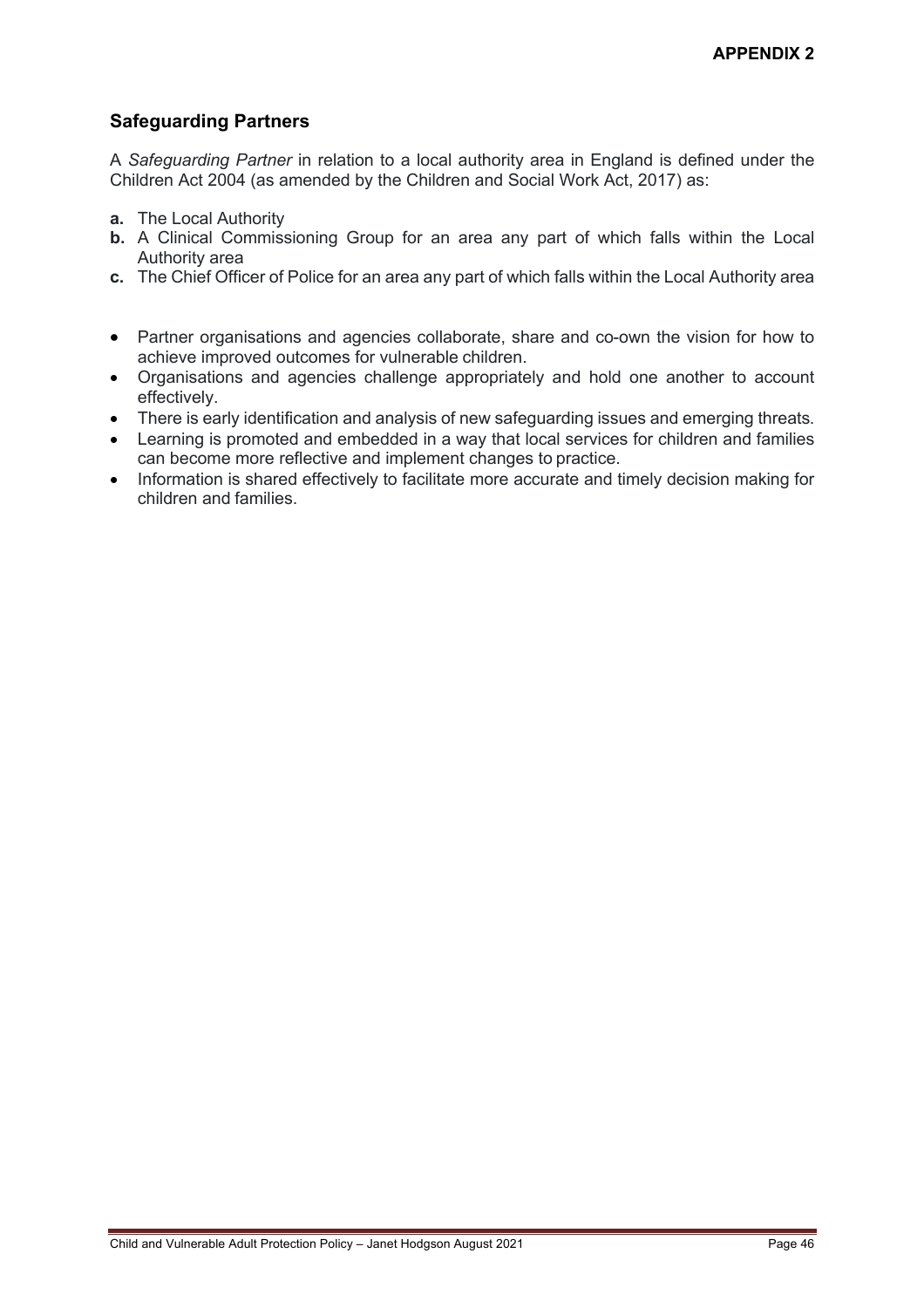**APPENDIX 2**

## Safeguarding Partners

A *Safeguarding Partner* in relation to a local authority area in England is defined under the Children Act 2004 (as amended by the Children and Social Work Act, 2017) as:

**a.** The Local Authority
**b.** A Clinical Commissioning Group for an area any part of which falls within the Local Authority area
**c.** The Chief Officer of Police for an area any part of which falls within the Local Authority area

- Partner organisations and agencies collaborate, share and co-own the vision for how to achieve improved outcomes for vulnerable children.
- Organisations and agencies challenge appropriately and hold one another to account effectively.
- There is early identification and analysis of new safeguarding issues and emerging threats.
- Learning is promoted and embedded in a way that local services for children and families can become more reflective and implement changes to practice.
- Information is shared effectively to facilitate more accurate and timely decision making for children and families.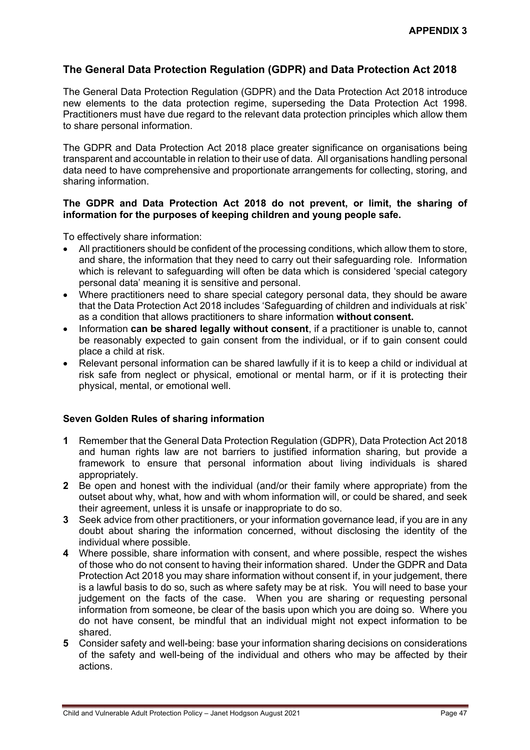**APPENDIX 3**

## The General Data Protection Regulation (GDPR) and Data Protection Act 2018

The General Data Protection Regulation (GDPR) and the Data Protection Act 2018 introduce new elements to the data protection regime, superseding the Data Protection Act 1998. Practitioners must have due regard to the relevant data protection principles which allow them to share personal information.

The GDPR and Data Protection Act 2018 place greater significance on organisations being transparent and accountable in relation to their use of data. All organisations handling personal data need to have comprehensive and proportionate arrangements for collecting, storing, and sharing information.

**The GDPR and Data Protection Act 2018 do not prevent, or limit, the sharing of information for the purposes of keeping children and young people safe.**

To effectively share information:

- All practitioners should be confident of the processing conditions, which allow them to store, and share, the information that they need to carry out their safeguarding role. Information which is relevant to safeguarding will often be data which is considered 'special category personal data' meaning it is sensitive and personal.
- Where practitioners need to share special category personal data, they should be aware that the Data Protection Act 2018 includes 'Safeguarding of children and individuals at risk' as a condition that allows practitioners to share information **without consent.**
- Information **can be shared legally without consent**, if a practitioner is unable to, cannot be reasonably expected to gain consent from the individual, or if to gain consent could place a child at risk.
- Relevant personal information can be shared lawfully if it is to keep a child or individual at risk safe from neglect or physical, emotional or mental harm, or if it is protecting their physical, mental, or emotional well.

### Seven Golden Rules of sharing information

1. Remember that the General Data Protection Regulation (GDPR), Data Protection Act 2018 and human rights law are not barriers to justified information sharing, but provide a framework to ensure that personal information about living individuals is shared appropriately.
2. Be open and honest with the individual (and/or their family where appropriate) from the outset about why, what, how and with whom information will, or could be shared, and seek their agreement, unless it is unsafe or inappropriate to do so.
3. Seek advice from other practitioners, or your information governance lead, if you are in any doubt about sharing the information concerned, without disclosing the identity of the individual where possible.
4. Where possible, share information with consent, and where possible, respect the wishes of those who do not consent to having their information shared. Under the GDPR and Data Protection Act 2018 you may share information without consent if, in your judgement, there is a lawful basis to do so, such as where safety may be at risk. You will need to base your judgement on the facts of the case. When you are sharing or requesting personal information from someone, be clear of the basis upon which you are doing so. Where you do not have consent, be mindful that an individual might not expect information to be shared.
5. Consider safety and well-being: base your information sharing decisions on considerations of the safety and well-being of the individual and others who may be affected by their actions.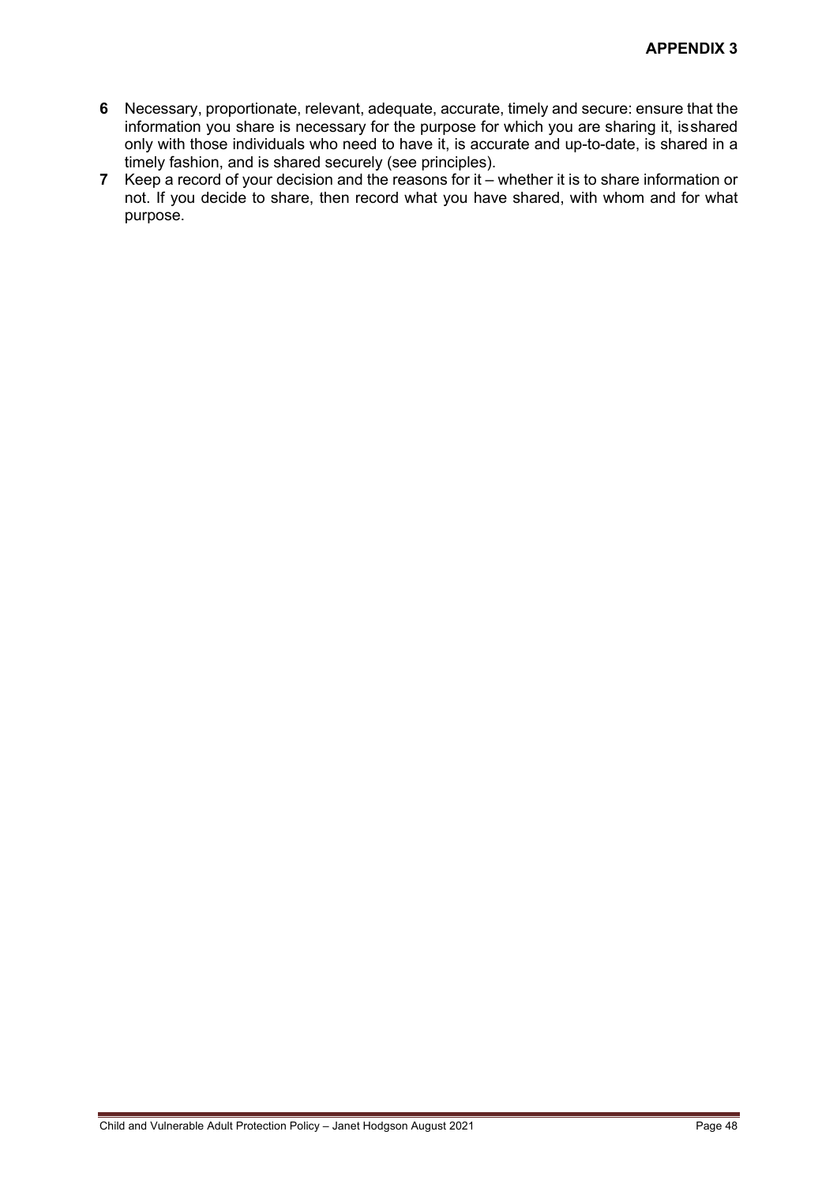**APPENDIX 3**

**6** Necessary, proportionate, relevant, adequate, accurate, timely and secure: ensure that the information you share is necessary for the purpose for which you are sharing it, is shared only with those individuals who need to have it, is accurate and up-to-date, is shared in a timely fashion, and is shared securely (see principles).

**7** Keep a record of your decision and the reasons for it – whether it is to share information or not. If you decide to share, then record what you have shared, with whom and for what purpose.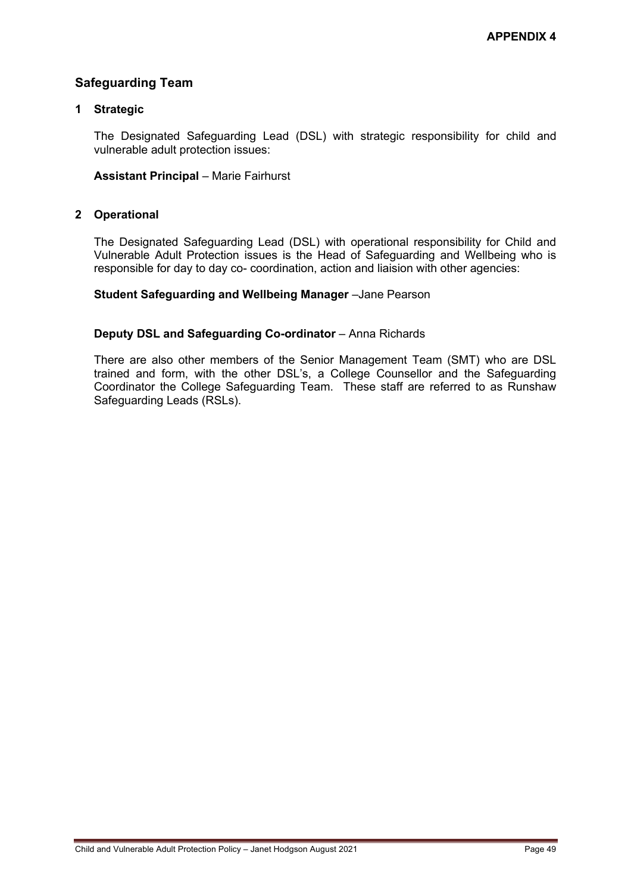**APPENDIX 4**

## Safeguarding Team

### 1 Strategic

The Designated Safeguarding Lead (DSL) with strategic responsibility for child and vulnerable adult protection issues:

**Assistant Principal** – Marie Fairhurst

### 2 Operational

The Designated Safeguarding Lead (DSL) with operational responsibility for Child and Vulnerable Adult Protection issues is the Head of Safeguarding and Wellbeing who is responsible for day to day co- coordination, action and liaision with other agencies:

**Student Safeguarding and Wellbeing Manager** –Jane Pearson

**Deputy DSL and Safeguarding Co-ordinator** – Anna Richards

There are also other members of the Senior Management Team (SMT) who are DSL trained and form, with the other DSL's, a College Counsellor and the Safeguarding Coordinator the College Safeguarding Team. These staff are referred to as Runshaw Safeguarding Leads (RSLs).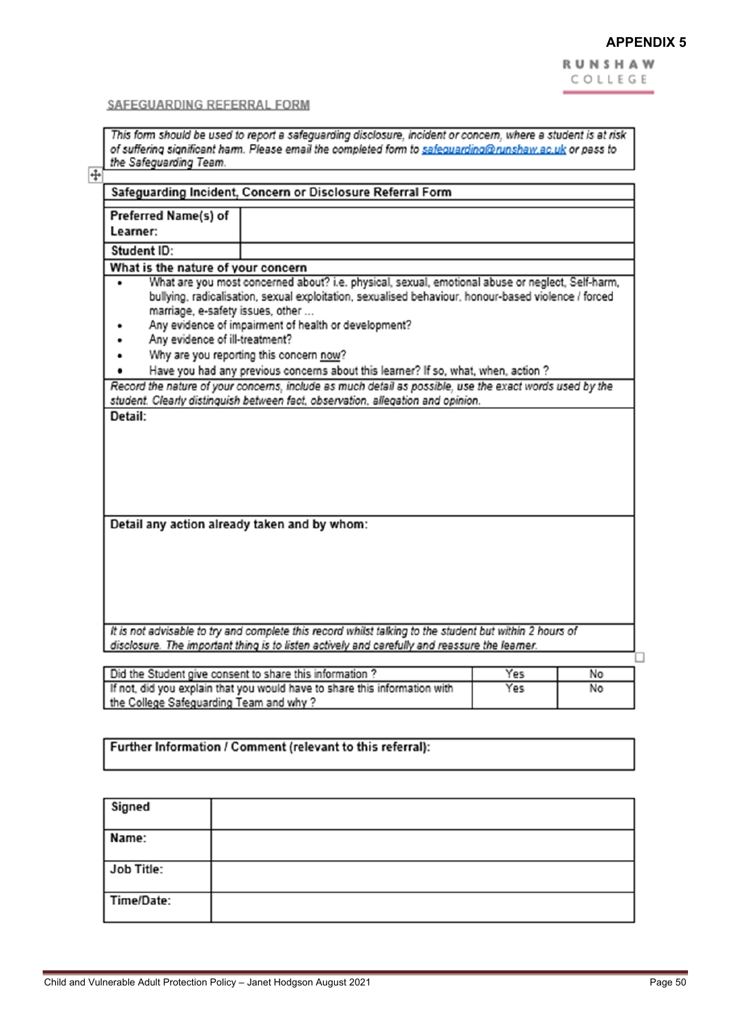**APPENDIX 5**

RUNSHAW COLLEGE

## SAFEGUARDING REFERRAL FORM

*This form should be used to report a safeguarding disclosure, incident or concern, where a student is at risk of suffering significant harm. Please email the completed form to [safeguarding@runshaw.ac.uk](mailto:safeguarding@runshaw.ac.uk) or pass to the Safeguarding Team.*

| **Safeguarding Incident, Concern or Disclosure Referral Form** | |
|---|---|
| **Preferred Name(s) of Learner:** | |
| **Student ID:** | |

**What is the nature of your concern**

- What are you most concerned about? i.e. physical, sexual, emotional abuse or neglect, Self-harm, bullying, radicalisation, sexual exploitation, sexualised behaviour, honour-based violence / forced marriage, e-safety issues, other …
- Any evidence of impairment of health or development?
- Any evidence of ill-treatment?
- Why are you reporting this concern now?
- Have you had any previous concerns about this learner? If so, what, when, action ?

*Record the nature of your concerns, include as much detail as possible, use the exact words used by the student. Clearly distinguish between fact, observation, allegation and opinion.*

**Detail:**

**Detail any action already taken and by whom:**

*It is not advisable to try and complete this record whilst talking to the student but within 2 hours of disclosure. The important thing is to listen actively and carefully and reassure the learner.*

| | | |
|---|---|---|
| Did the Student give consent to share this information ? | Yes | No |
| If not, did you explain that you would have to share this information with the College Safeguarding Team and why ? | Yes | No |

**Further Information / Comment (relevant to this referral):**

| | |
|---|---|
| **Signed** | |
| **Name:** | |
| **Job Title:** | |
| **Time/Date:** | |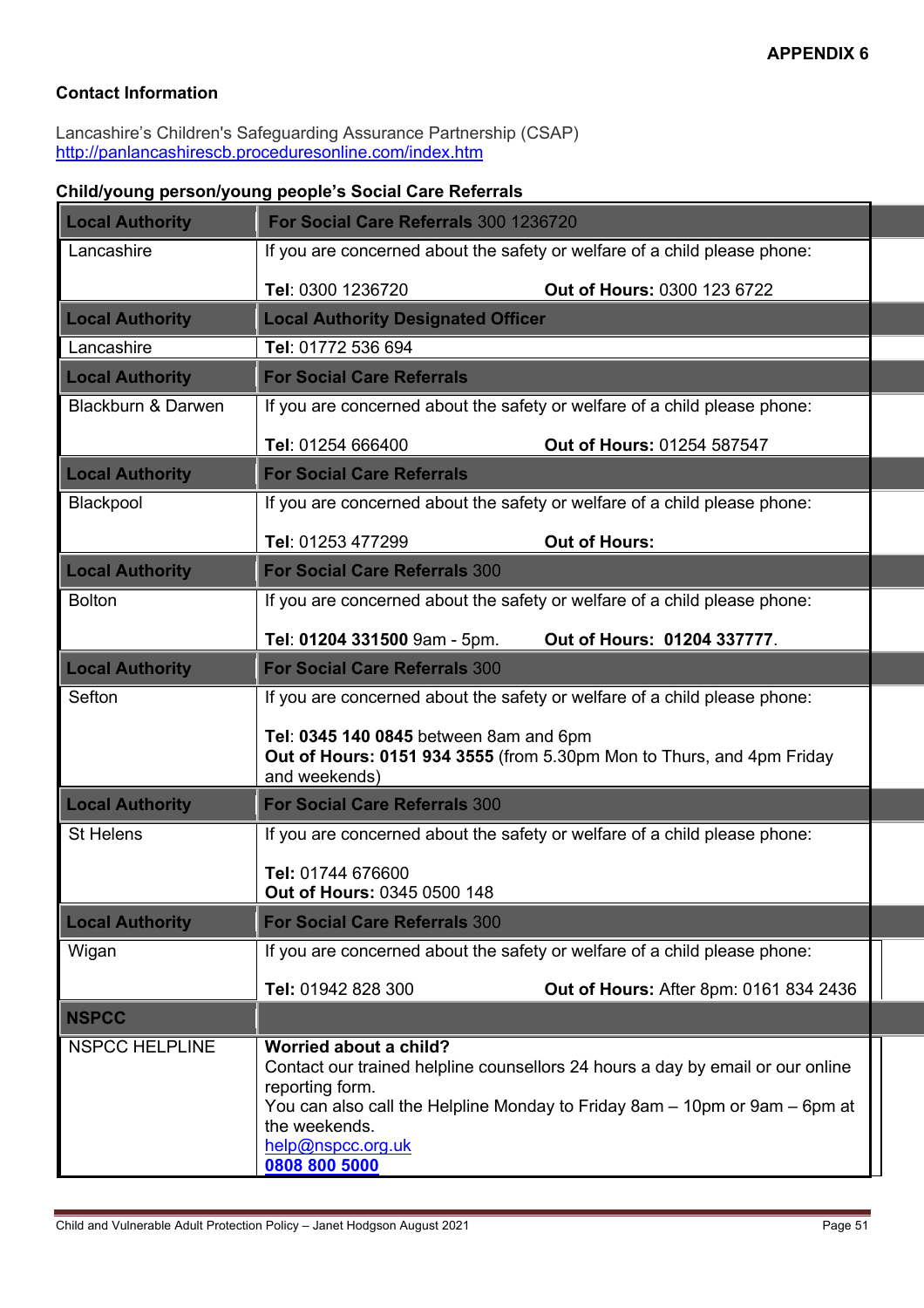**APPENDIX 6**

**Contact Information**

Lancashire's Children's Safeguarding Assurance Partnership (CSAP)
http://panlancashirescb.proceduresonline.com/index.htm

**Child/young person/young people's Social Care Referrals**

| **Local Authority** | **For Social Care Referrals** 300 1236720 |
|---|---|
| Lancashire | If you are concerned about the safety or welfare of a child please phone:<br><br>**Tel**: 0300 1236720 **Out of Hours:** 0300 123 6722 |
| **Local Authority** | **Local Authority Designated Officer** |
| Lancashire | **Tel**: 01772 536 694 |
| **Local Authority** | **For Social Care Referrals** |
| Blackburn & Darwen | If you are concerned about the safety or welfare of a child please phone:<br><br>**Tel**: 01254 666400 **Out of Hours:** 01254 587547 |
| **Local Authority** | **For Social Care Referrals** |
| Blackpool | If you are concerned about the safety or welfare of a child please phone:<br><br>**Tel**: 01253 477299 **Out of Hours:** |
| **Local Authority** | **For Social Care Referrals** 300 |
| Bolton | If you are concerned about the safety or welfare of a child please phone:<br><br>**Tel**: **01204 331500** 9am - 5pm. **Out of Hours: 01204 337777**. |
| **Local Authority** | **For Social Care Referrals** 300 |
| Sefton | If you are concerned about the safety or welfare of a child please phone:<br><br>**Tel**: **0345 140 0845** between 8am and 6pm<br>**Out of Hours: 0151 934 3555** (from 5.30pm Mon to Thurs, and 4pm Friday and weekends) |
| **Local Authority** | **For Social Care Referrals** 300 |
| St Helens | If you are concerned about the safety or welfare of a child please phone:<br><br>**Tel:** 01744 676600<br>**Out of Hours:** 0345 0500 148 |
| **Local Authority** | **For Social Care Referrals** 300 |
| Wigan | If you are concerned about the safety or welfare of a child please phone:<br><br>**Tel:** 01942 828 300 **Out of Hours:** After 8pm: 0161 834 2436 |
| **NSPCC** | |
| NSPCC HELPLINE | **Worried about a child?**<br>Contact our trained helpline counsellors 24 hours a day by email or our online reporting form.<br>You can also call the Helpline Monday to Friday 8am – 10pm or 9am – 6pm at the weekends.<br>help@nspcc.org.uk<br>**0808 800 5000** |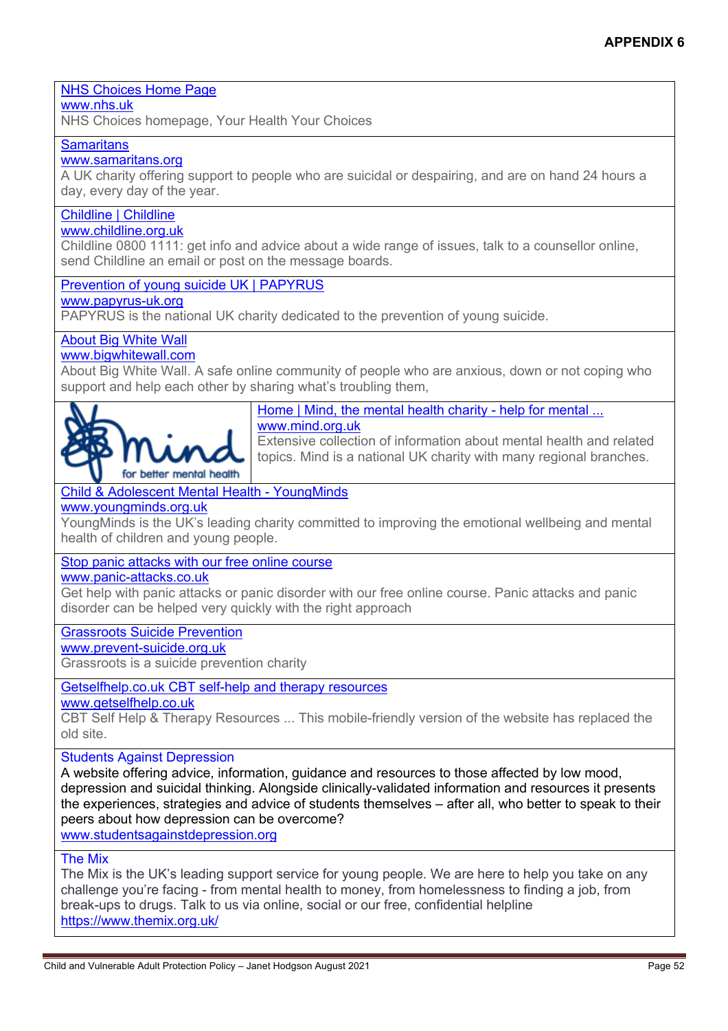## APPENDIX 6

**NHS Choices Home Page**
www.nhs.uk
NHS Choices homepage, Your Health Your Choices

**Samaritans**
www.samaritans.org
A UK charity offering support to people who are suicidal or despairing, and are on hand 24 hours a day, every day of the year.

**Childline | Childline**
www.childline.org.uk
Childline 0800 1111: get info and advice about a wide range of issues, talk to a counsellor online, send Childline an email or post on the message boards.

**Prevention of young suicide UK | PAPYRUS**
www.papyrus-uk.org
PAPYRUS is the national UK charity dedicated to the prevention of young suicide.

**About Big White Wall**
www.bigwhitewall.com
About Big White Wall. A safe online community of people who are anxious, down or not coping who support and help each other by sharing what's troubling them,

mind for better mental health

**Home | Mind, the mental health charity - help for mental ...**
www.mind.org.uk
Extensive collection of information about mental health and related topics. Mind is a national UK charity with many regional branches.

**Child & Adolescent Mental Health - YoungMinds**
www.youngminds.org.uk
YoungMinds is the UK's leading charity committed to improving the emotional wellbeing and mental health of children and young people.

**Stop panic attacks with our free online course**
www.panic-attacks.co.uk
Get help with panic attacks or panic disorder with our free online course. Panic attacks and panic disorder can be helped very quickly with the right approach

**Grassroots Suicide Prevention**
www.prevent-suicide.org.uk
Grassroots is a suicide prevention charity

**Getselfhelp.co.uk CBT self-help and therapy resources**
www.getselfhelp.co.uk
CBT Self Help & Therapy Resources ... This mobile-friendly version of the website has replaced the old site.

**Students Against Depression**
A website offering advice, information, guidance and resources to those affected by low mood, depression and suicidal thinking. Alongside clinically-validated information and resources it presents the experiences, strategies and advice of students themselves – after all, who better to speak to their peers about how depression can be overcome?
www.studentsagainstdepression.org

**The Mix**
The Mix is the UK's leading support service for young people. We are here to help you take on any challenge you're facing - from mental health to money, from homelessness to finding a job, from break-ups to drugs. Talk to us via online, social or our free, confidential helpline
https://www.themix.org.uk/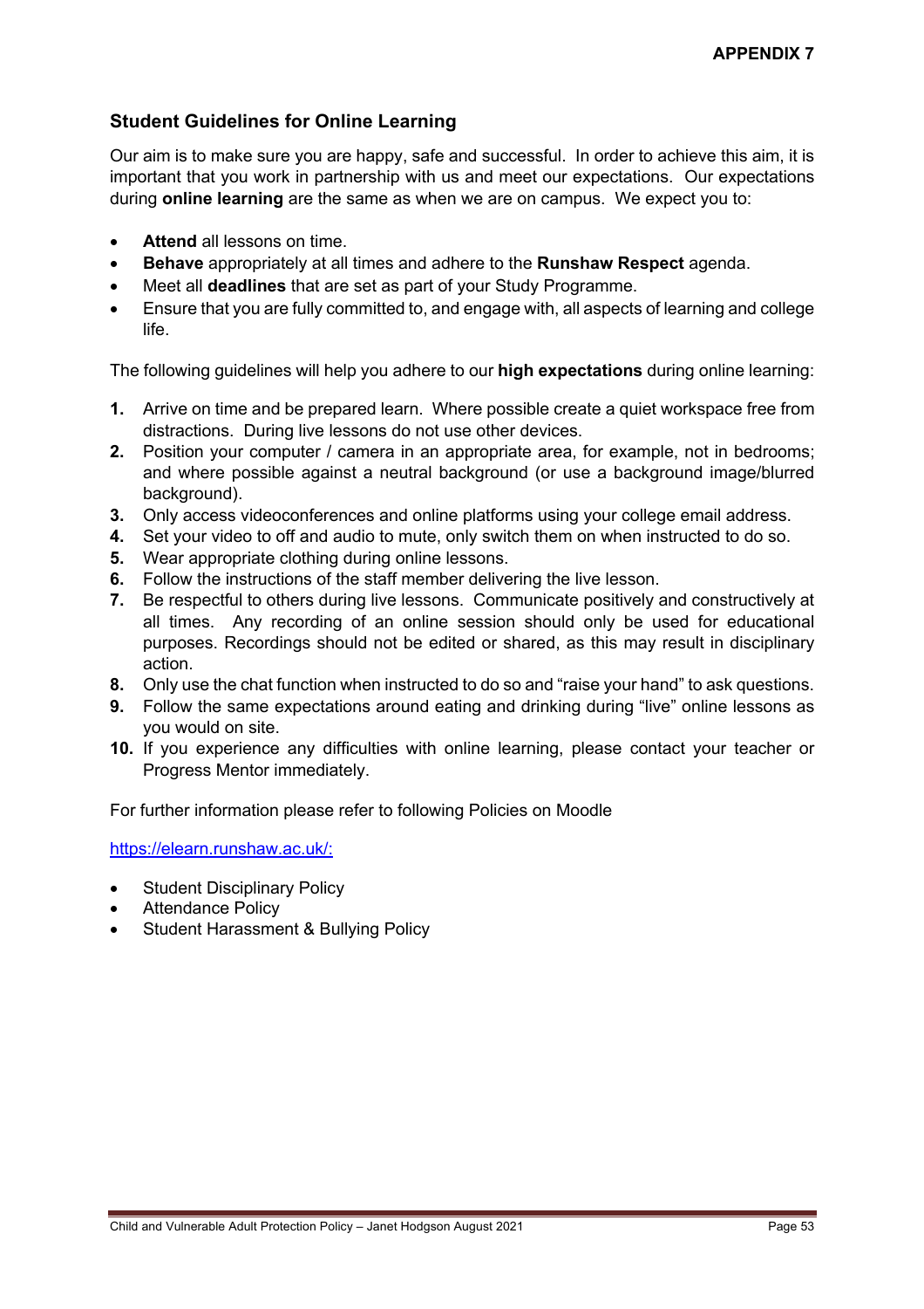**APPENDIX 7**

## Student Guidelines for Online Learning

Our aim is to make sure you are happy, safe and successful. In order to achieve this aim, it is important that you work in partnership with us and meet our expectations. Our expectations during **online learning** are the same as when we are on campus. We expect you to:

- **Attend** all lessons on time.
- **Behave** appropriately at all times and adhere to the **Runshaw Respect** agenda.
- Meet all **deadlines** that are set as part of your Study Programme.
- Ensure that you are fully committed to, and engage with, all aspects of learning and college life.

The following guidelines will help you adhere to our **high expectations** during online learning:

1. Arrive on time and be prepared learn. Where possible create a quiet workspace free from distractions. During live lessons do not use other devices.
2. Position your computer / camera in an appropriate area, for example, not in bedrooms; and where possible against a neutral background (or use a background image/blurred background).
3. Only access videoconferences and online platforms using your college email address.
4. Set your video to off and audio to mute, only switch them on when instructed to do so.
5. Wear appropriate clothing during online lessons.
6. Follow the instructions of the staff member delivering the live lesson.
7. Be respectful to others during live lessons. Communicate positively and constructively at all times. Any recording of an online session should only be used for educational purposes. Recordings should not be edited or shared, as this may result in disciplinary action.
8. Only use the chat function when instructed to do so and "raise your hand" to ask questions.
9. Follow the same expectations around eating and drinking during "live" online lessons as you would on site.
10. If you experience any difficulties with online learning, please contact your teacher or Progress Mentor immediately.

For further information please refer to following Policies on Moodle

https://elearn.runshaw.ac.uk/:

- Student Disciplinary Policy
- Attendance Policy
- Student Harassment & Bullying Policy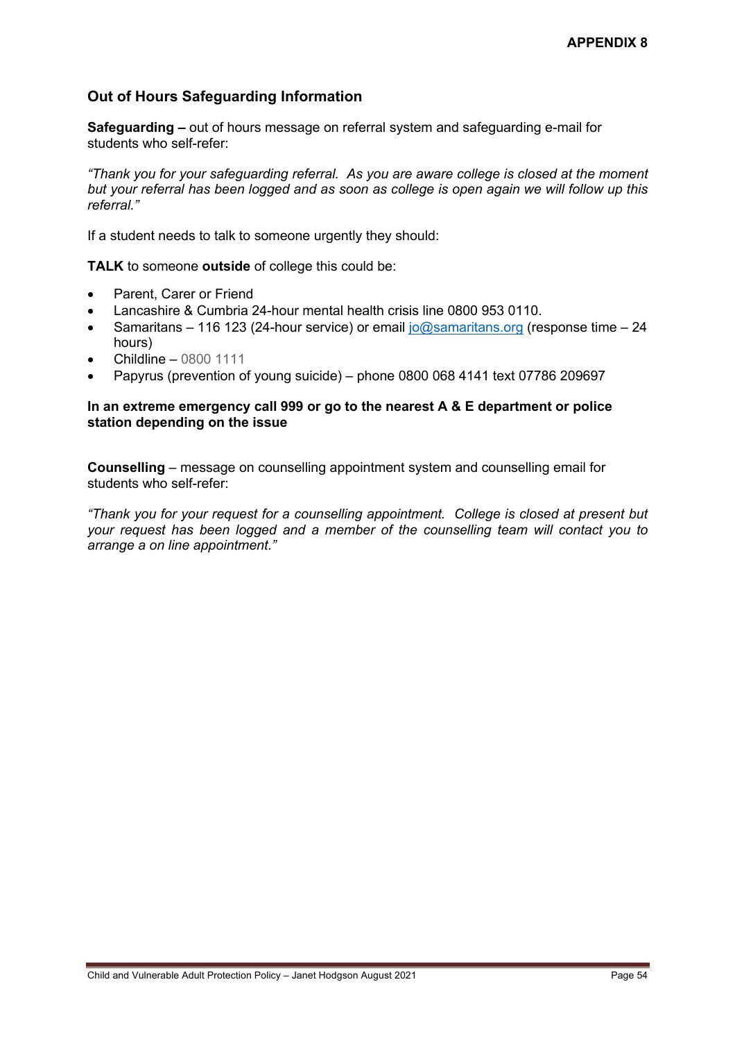**APPENDIX 8**

## Out of Hours Safeguarding Information

**Safeguarding –** out of hours message on referral system and safeguarding e-mail for students who self-refer:

*“Thank you for your safeguarding referral. As you are aware college is closed at the moment but your referral has been logged and as soon as college is open again we will follow up this referral.”*

If a student needs to talk to someone urgently they should:

**TALK** to someone **outside** of college this could be:

- Parent, Carer or Friend
- Lancashire & Cumbria 24-hour mental health crisis line 0800 953 0110.
- Samaritans – 116 123 (24-hour service) or email jo@samaritans.org (response time – 24 hours)
- Childline – 0800 1111
- Papyrus (prevention of young suicide) – phone 0800 068 4141 text 07786 209697

**In an extreme emergency call 999 or go to the nearest A & E department or police station depending on the issue**

**Counselling** – message on counselling appointment system and counselling email for students who self-refer:

*“Thank you for your request for a counselling appointment. College is closed at present but your request has been logged and a member of the counselling team will contact you to arrange a on line appointment.”*